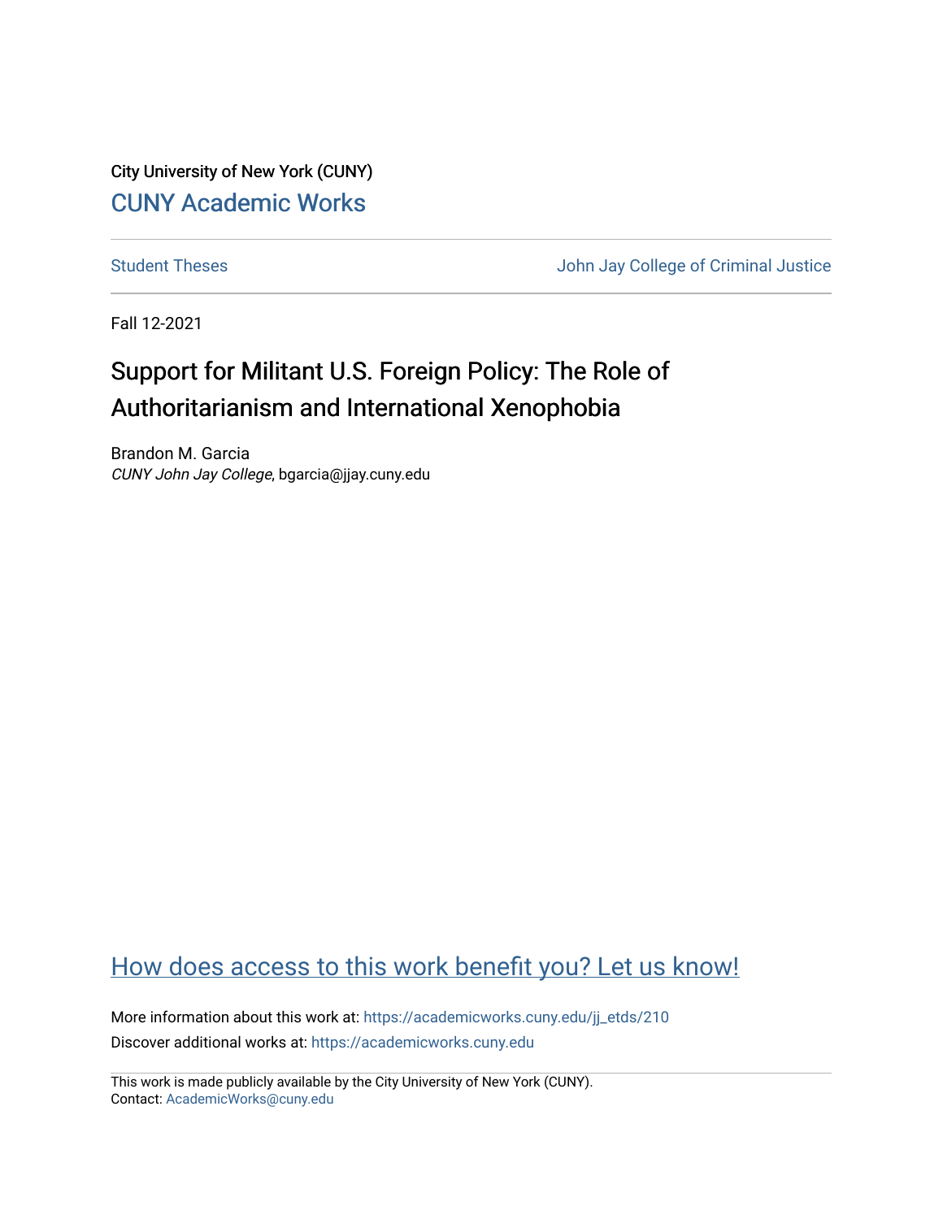City University of New York (CUNY)

[CUNY Academic Works](https://academicworks.cuny.edu)

---

[Student Theses](https://academicworks.cuny.edu) | [John Jay College of Criminal Justice](https://academicworks.cuny.edu)

---

Fall 12-2021

# Support for Militant U.S. Foreign Policy: The Role of Authoritarianism and International Xenophobia

Brandon M. Garcia
*CUNY John Jay College*, bgarcia@jjay.cuny.edu

[How does access to this work benefit you? Let us know!](https://academicworks.cuny.edu)

More information about this work at: https://academicworks.cuny.edu/jj_etds/210
Discover additional works at: https://academicworks.cuny.edu

---

This work is made publicly available by the City University of New York (CUNY).
Contact: AcademicWorks@cuny.edu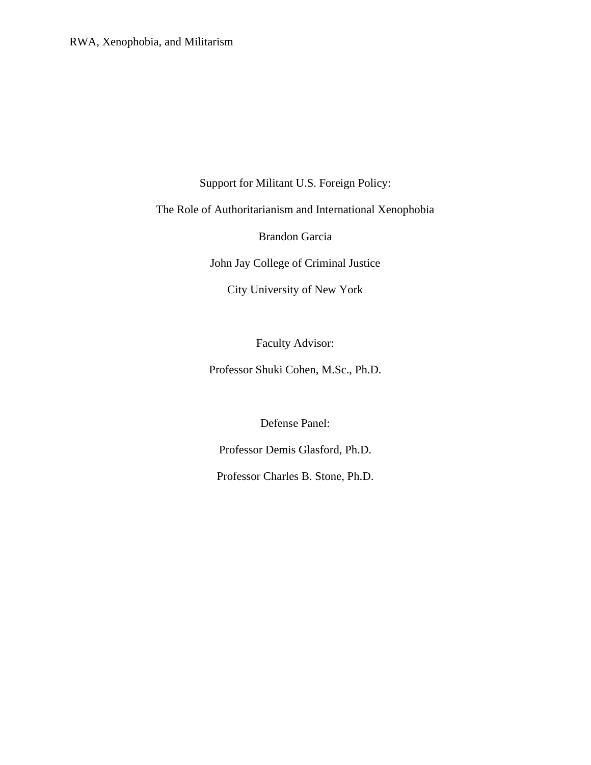Support for Militant U.S. Foreign Policy:

The Role of Authoritarianism and International Xenophobia

Brandon Garcia

John Jay College of Criminal Justice

City University of New York

Faculty Advisor:

Professor Shuki Cohen, M.Sc., Ph.D.

Defense Panel:

Professor Demis Glasford, Ph.D.

Professor Charles B. Stone, Ph.D.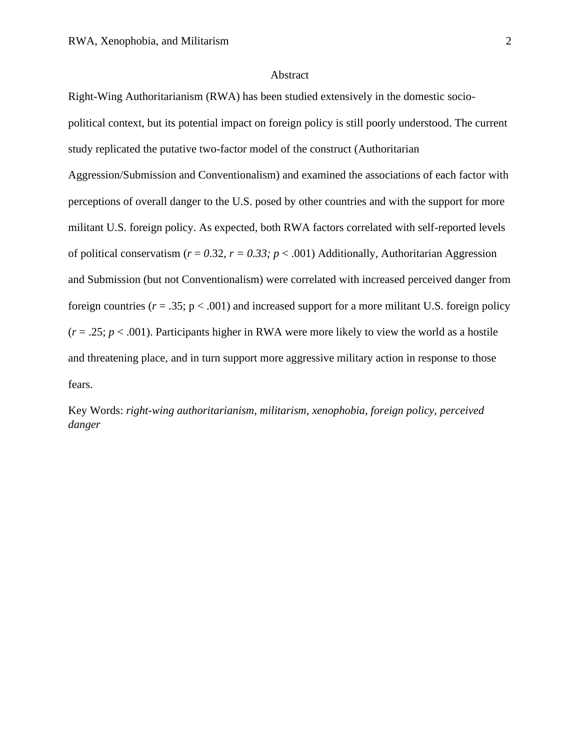## Abstract

Right-Wing Authoritarianism (RWA) has been studied extensively in the domestic socio-political context, but its potential impact on foreign policy is still poorly understood. The current study replicated the putative two-factor model of the construct (Authoritarian Aggression/Submission and Conventionalism) and examined the associations of each factor with perceptions of overall danger to the U.S. posed by other countries and with the support for more militant U.S. foreign policy. As expected, both RWA factors correlated with self-reported levels of political conservatism ($r = 0.32$, $r = 0.33$; $p < .001$) Additionally, Authoritarian Aggression and Submission (but not Conventionalism) were correlated with increased perceived danger from foreign countries ($r = .35$; $p < .001$) and increased support for a more militant U.S. foreign policy ($r = .25$; $p < .001$). Participants higher in RWA were more likely to view the world as a hostile and threatening place, and in turn support more aggressive military action in response to those fears.

Key Words: *right-wing authoritarianism, militarism, xenophobia, foreign policy, perceived danger*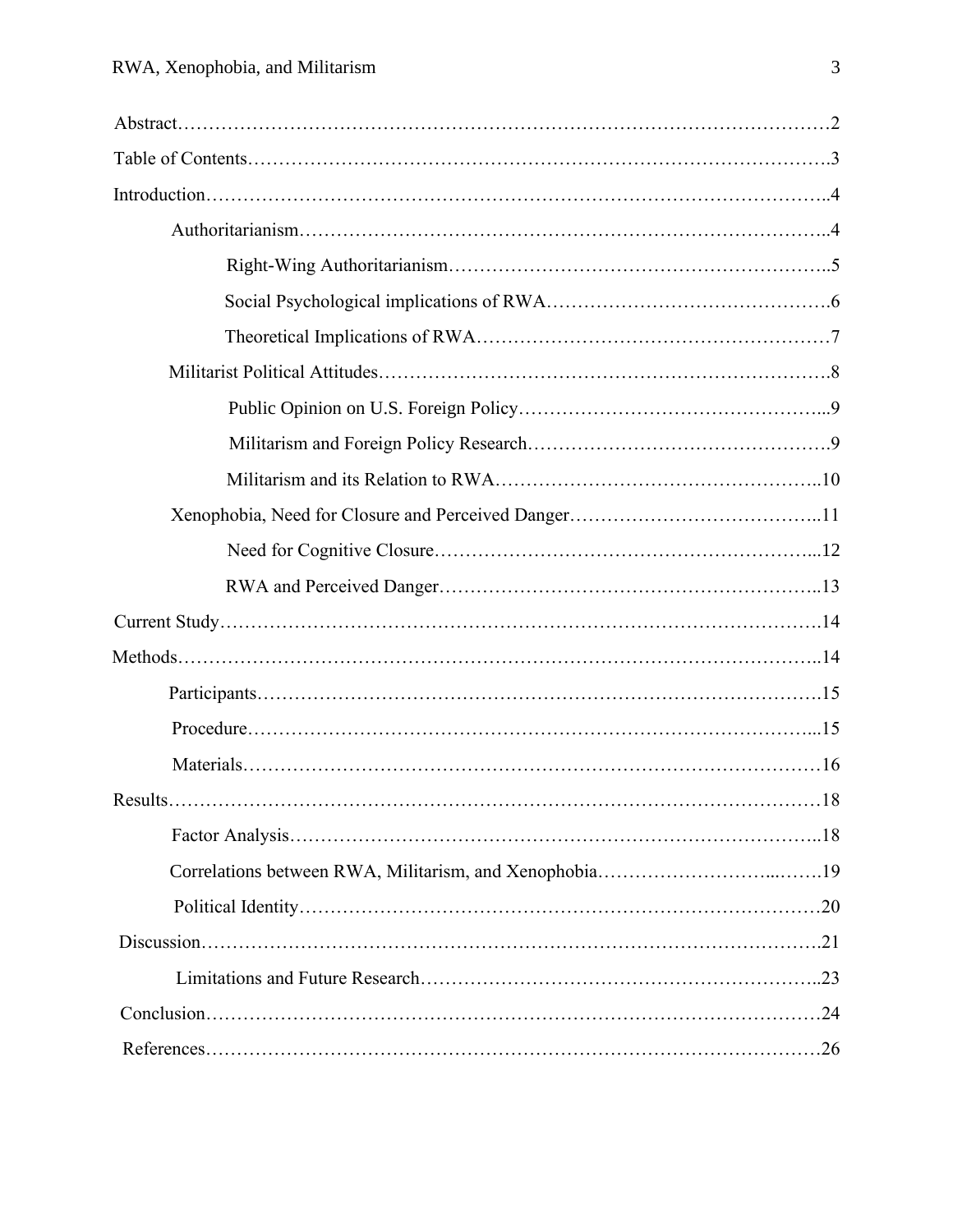Abstract……………………………………………………………………………………………2

Table of Contents……………………………………………………………………………….3

Introduction……………………………………………………………………………………..4

- Authoritarianism……………………………………………………………………………..4
  - Right-Wing Authoritarianism…………………………………………………………..5
  - Social Psychological implications of RWA…………………………………………….6
  - Theoretical Implications of RWA………………………………………………………7
- Militarist Political Attitudes……………………………………………………………….8
  - Public Opinion on U.S. Foreign Policy…………………………………………...9
  - Militarism and Foreign Policy Research………………………………………….9
  - Militarism and its Relation to RWA……………………………………………..10
- Xenophobia, Need for Closure and Perceived Danger…………………………………..11
  - Need for Cognitive Closure……………………………………………………...12
  - RWA and Perceived Danger……………………………………………………..13

Current Study………………………………………………………………………………….14

Methods………………………………………………………………………………………..14

- Participants…………………………………………………………………………….15
- Procedure……………………………………………………………………………...15
- Materials………………………………………………………………………………16

Results…………………………………………………………………………………………18

- Factor Analysis…………………………………………………………………………..18
- Correlations between RWA, Militarism, and Xenophobia……………………….…….19
- Political Identity…………………………………………………………………………20

Discussion………………………………………………………………………………………21

- Limitations and Future Research………………………………………………………..23

Conclusion………………………………………………………………………………………24

References………………………………………………………………………………………26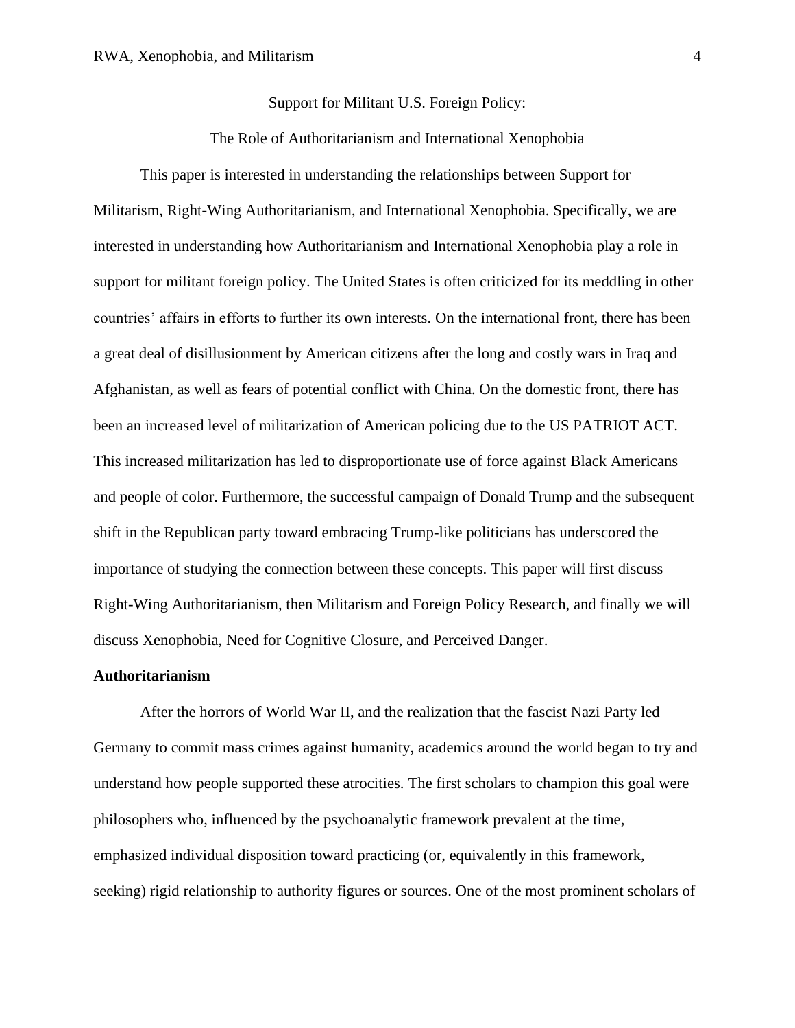Support for Militant U.S. Foreign Policy:

The Role of Authoritarianism and International Xenophobia

This paper is interested in understanding the relationships between Support for Militarism, Right-Wing Authoritarianism, and International Xenophobia. Specifically, we are interested in understanding how Authoritarianism and International Xenophobia play a role in support for militant foreign policy. The United States is often criticized for its meddling in other countries' affairs in efforts to further its own interests. On the international front, there has been a great deal of disillusionment by American citizens after the long and costly wars in Iraq and Afghanistan, as well as fears of potential conflict with China. On the domestic front, there has been an increased level of militarization of American policing due to the US PATRIOT ACT. This increased militarization has led to disproportionate use of force against Black Americans and people of color. Furthermore, the successful campaign of Donald Trump and the subsequent shift in the Republican party toward embracing Trump-like politicians has underscored the importance of studying the connection between these concepts. This paper will first discuss Right-Wing Authoritarianism, then Militarism and Foreign Policy Research, and finally we will discuss Xenophobia, Need for Cognitive Closure, and Perceived Danger.

**Authoritarianism**

After the horrors of World War II, and the realization that the fascist Nazi Party led Germany to commit mass crimes against humanity, academics around the world began to try and understand how people supported these atrocities. The first scholars to champion this goal were philosophers who, influenced by the psychoanalytic framework prevalent at the time, emphasized individual disposition toward practicing (or, equivalently in this framework, seeking) rigid relationship to authority figures or sources. One of the most prominent scholars of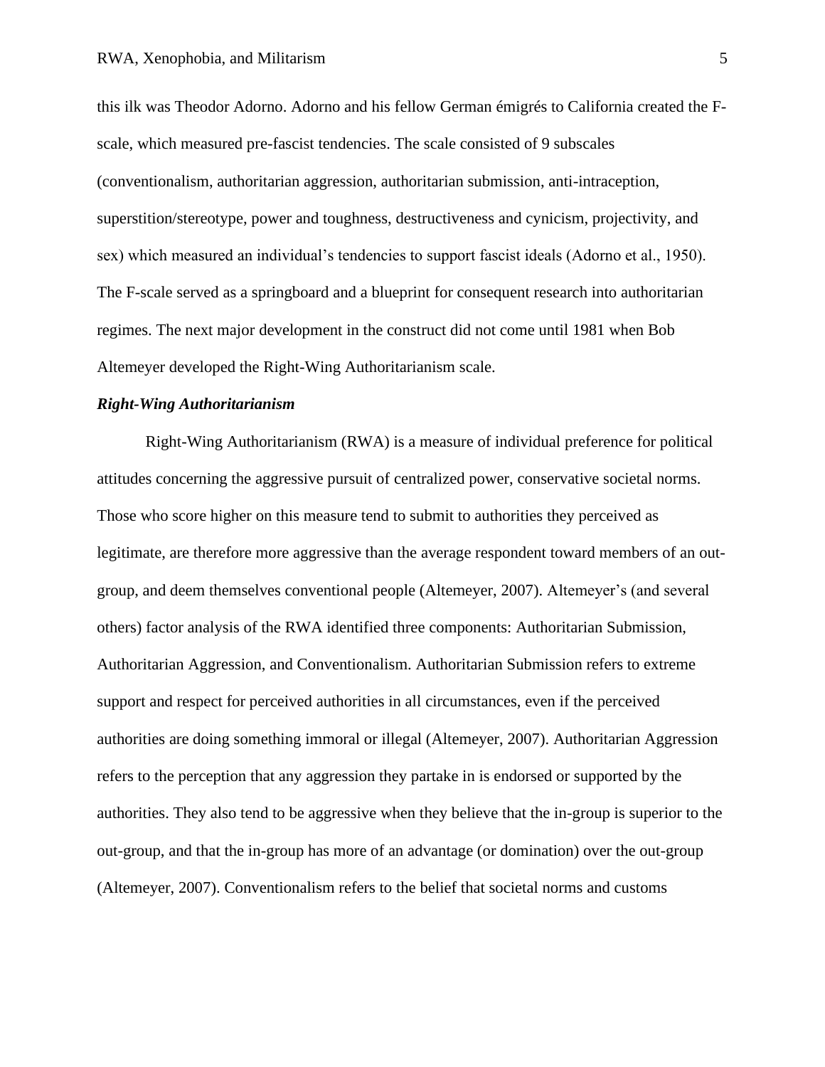this ilk was Theodor Adorno. Adorno and his fellow German émigrés to California created the F-scale, which measured pre-fascist tendencies. The scale consisted of 9 subscales (conventionalism, authoritarian aggression, authoritarian submission, anti-intraception, superstition/stereotype, power and toughness, destructiveness and cynicism, projectivity, and sex) which measured an individual's tendencies to support fascist ideals (Adorno et al., 1950). The F-scale served as a springboard and a blueprint for consequent research into authoritarian regimes. The next major development in the construct did not come until 1981 when Bob Altemeyer developed the Right-Wing Authoritarianism scale.

### ***Right-Wing Authoritarianism***

Right-Wing Authoritarianism (RWA) is a measure of individual preference for political attitudes concerning the aggressive pursuit of centralized power, conservative societal norms. Those who score higher on this measure tend to submit to authorities they perceived as legitimate, are therefore more aggressive than the average respondent toward members of an out-group, and deem themselves conventional people (Altemeyer, 2007). Altemeyer's (and several others) factor analysis of the RWA identified three components: Authoritarian Submission, Authoritarian Aggression, and Conventionalism. Authoritarian Submission refers to extreme support and respect for perceived authorities in all circumstances, even if the perceived authorities are doing something immoral or illegal (Altemeyer, 2007). Authoritarian Aggression refers to the perception that any aggression they partake in is endorsed or supported by the authorities. They also tend to be aggressive when they believe that the in-group is superior to the out-group, and that the in-group has more of an advantage (or domination) over the out-group (Altemeyer, 2007). Conventionalism refers to the belief that societal norms and customs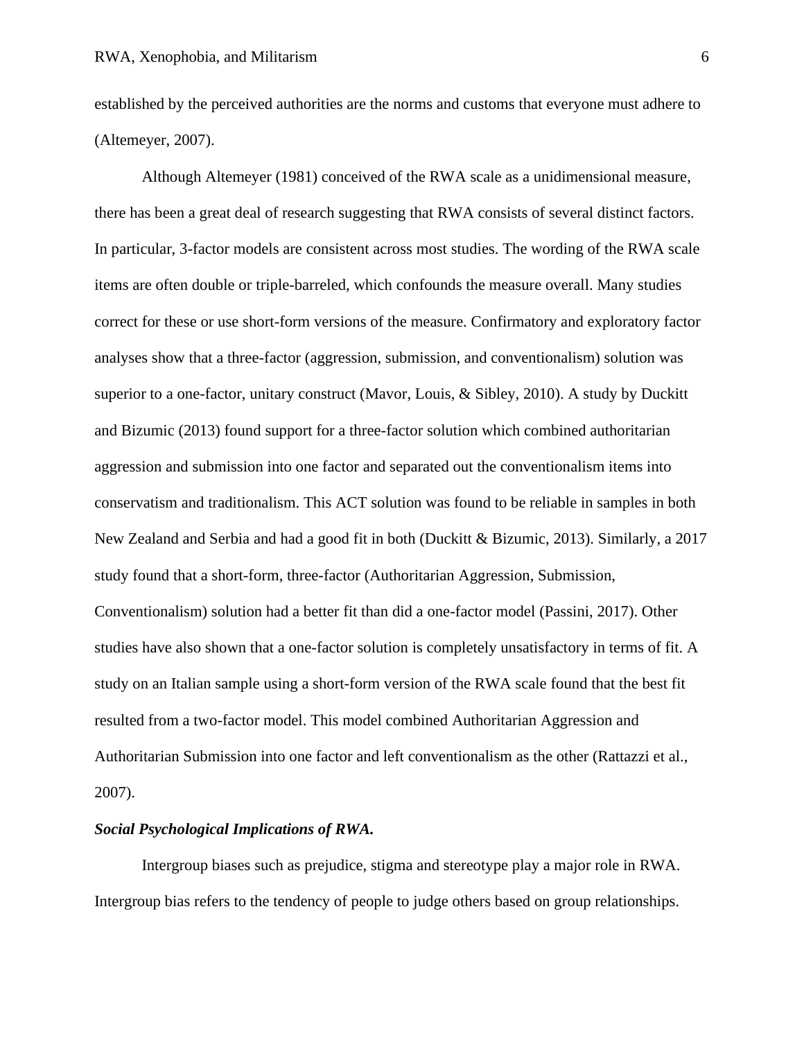established by the perceived authorities are the norms and customs that everyone must adhere to (Altemeyer, 2007).

Although Altemeyer (1981) conceived of the RWA scale as a unidimensional measure, there has been a great deal of research suggesting that RWA consists of several distinct factors. In particular, 3-factor models are consistent across most studies. The wording of the RWA scale items are often double or triple-barreled, which confounds the measure overall. Many studies correct for these or use short-form versions of the measure. Confirmatory and exploratory factor analyses show that a three-factor (aggression, submission, and conventionalism) solution was superior to a one-factor, unitary construct (Mavor, Louis, & Sibley, 2010). A study by Duckitt and Bizumic (2013) found support for a three-factor solution which combined authoritarian aggression and submission into one factor and separated out the conventionalism items into conservatism and traditionalism. This ACT solution was found to be reliable in samples in both New Zealand and Serbia and had a good fit in both (Duckitt & Bizumic, 2013). Similarly, a 2017 study found that a short-form, three-factor (Authoritarian Aggression, Submission, Conventionalism) solution had a better fit than did a one-factor model (Passini, 2017). Other studies have also shown that a one-factor solution is completely unsatisfactory in terms of fit. A study on an Italian sample using a short-form version of the RWA scale found that the best fit resulted from a two-factor model. This model combined Authoritarian Aggression and Authoritarian Submission into one factor and left conventionalism as the other (Rattazzi et al., 2007).

***Social Psychological Implications of RWA.***

Intergroup biases such as prejudice, stigma and stereotype play a major role in RWA. Intergroup bias refers to the tendency of people to judge others based on group relationships.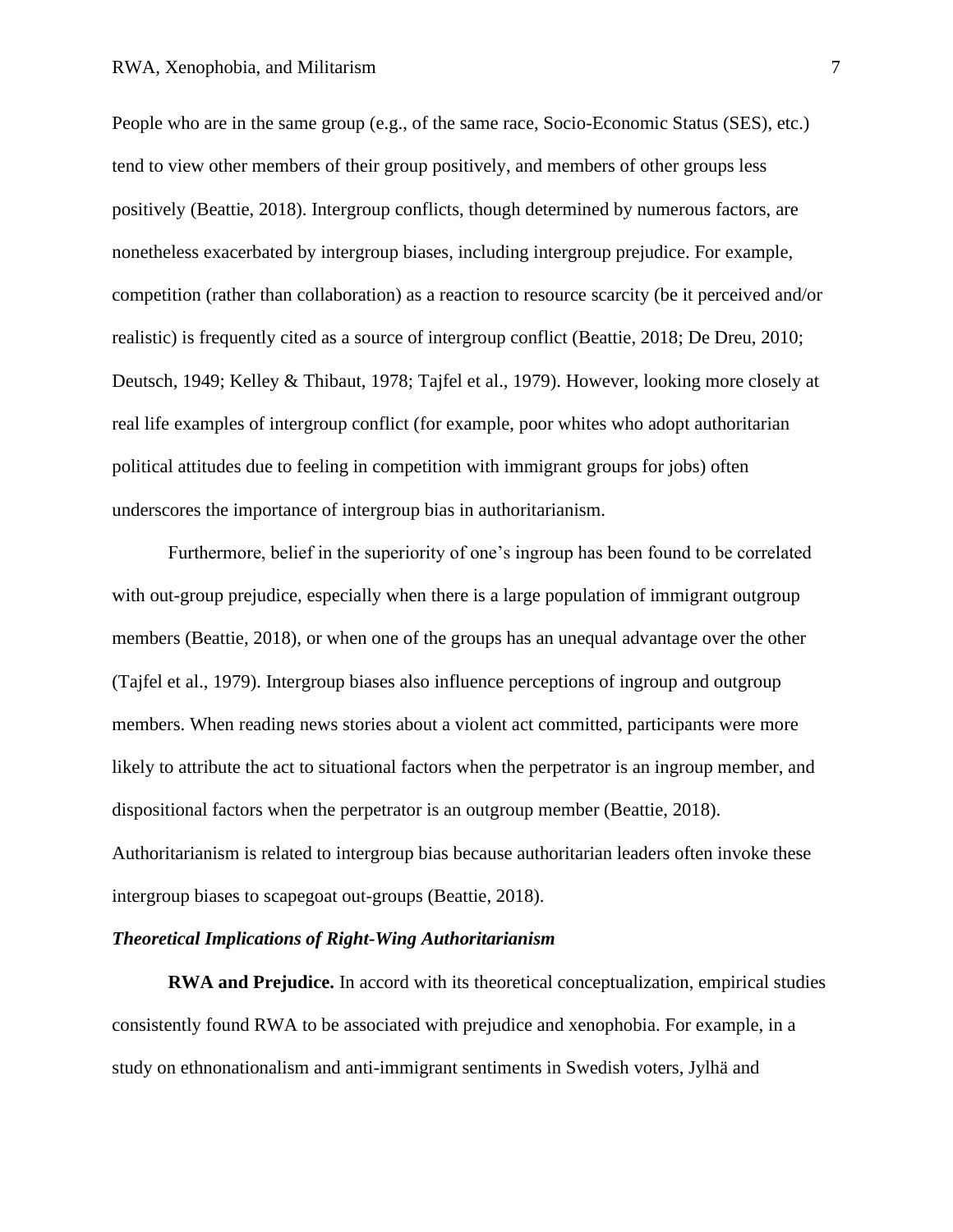People who are in the same group (e.g., of the same race, Socio-Economic Status (SES), etc.) tend to view other members of their group positively, and members of other groups less positively (Beattie, 2018). Intergroup conflicts, though determined by numerous factors, are nonetheless exacerbated by intergroup biases, including intergroup prejudice. For example, competition (rather than collaboration) as a reaction to resource scarcity (be it perceived and/or realistic) is frequently cited as a source of intergroup conflict (Beattie, 2018; De Dreu, 2010; Deutsch, 1949; Kelley & Thibaut, 1978; Tajfel et al., 1979). However, looking more closely at real life examples of intergroup conflict (for example, poor whites who adopt authoritarian political attitudes due to feeling in competition with immigrant groups for jobs) often underscores the importance of intergroup bias in authoritarianism.

Furthermore, belief in the superiority of one's ingroup has been found to be correlated with out-group prejudice, especially when there is a large population of immigrant outgroup members (Beattie, 2018), or when one of the groups has an unequal advantage over the other (Tajfel et al., 1979). Intergroup biases also influence perceptions of ingroup and outgroup members. When reading news stories about a violent act committed, participants were more likely to attribute the act to situational factors when the perpetrator is an ingroup member, and dispositional factors when the perpetrator is an outgroup member (Beattie, 2018). Authoritarianism is related to intergroup bias because authoritarian leaders often invoke these intergroup biases to scapegoat out-groups (Beattie, 2018).

### *Theoretical Implications of Right-Wing Authoritarianism*

**RWA and Prejudice.** In accord with its theoretical conceptualization, empirical studies consistently found RWA to be associated with prejudice and xenophobia. For example, in a study on ethnonationalism and anti-immigrant sentiments in Swedish voters, Jylhä and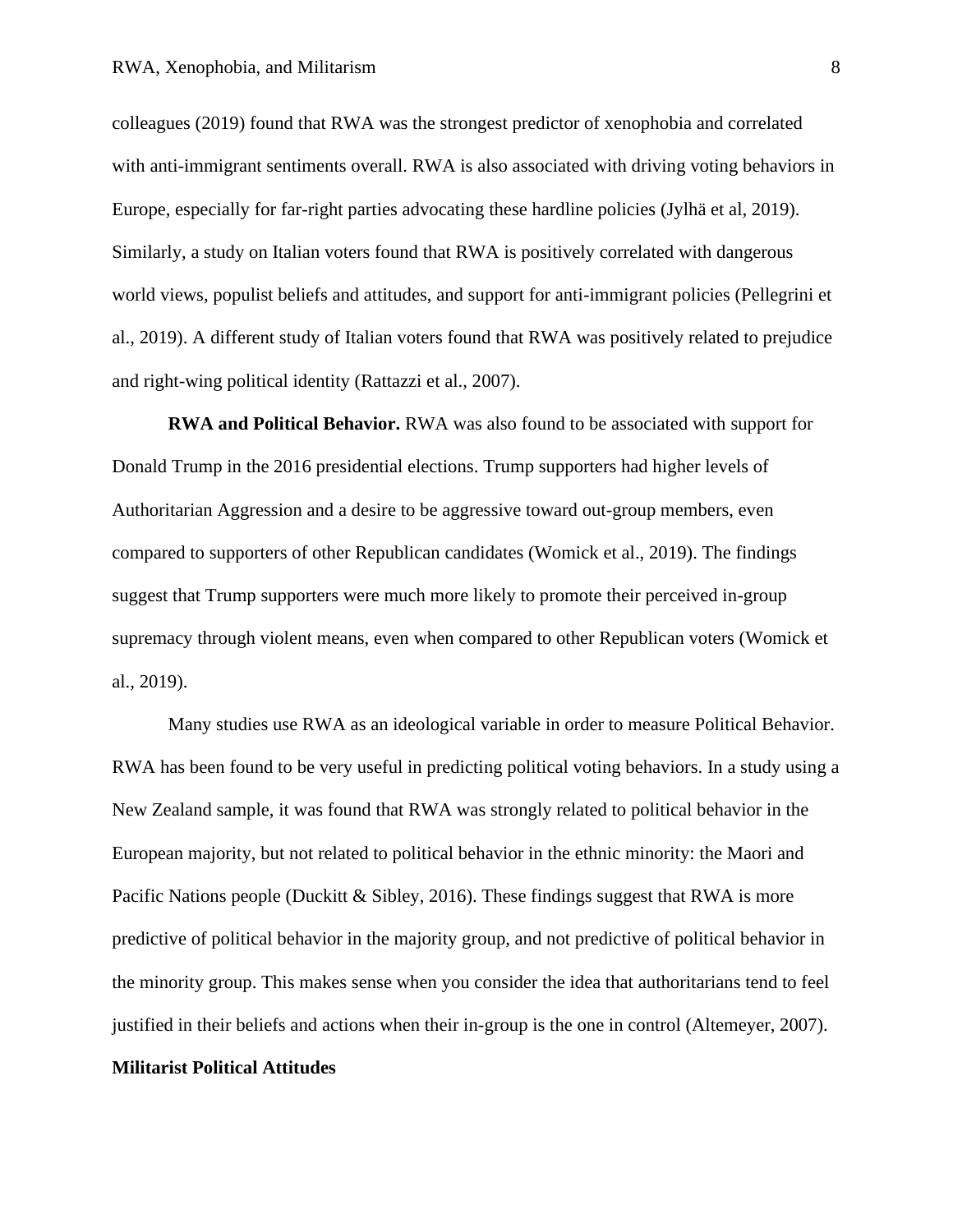colleagues (2019) found that RWA was the strongest predictor of xenophobia and correlated with anti-immigrant sentiments overall. RWA is also associated with driving voting behaviors in Europe, especially for far-right parties advocating these hardline policies (Jylhä et al, 2019). Similarly, a study on Italian voters found that RWA is positively correlated with dangerous world views, populist beliefs and attitudes, and support for anti-immigrant policies (Pellegrini et al., 2019). A different study of Italian voters found that RWA was positively related to prejudice and right-wing political identity (Rattazzi et al., 2007).

**RWA and Political Behavior.** RWA was also found to be associated with support for Donald Trump in the 2016 presidential elections. Trump supporters had higher levels of Authoritarian Aggression and a desire to be aggressive toward out-group members, even compared to supporters of other Republican candidates (Womick et al., 2019). The findings suggest that Trump supporters were much more likely to promote their perceived in-group supremacy through violent means, even when compared to other Republican voters (Womick et al., 2019).

Many studies use RWA as an ideological variable in order to measure Political Behavior. RWA has been found to be very useful in predicting political voting behaviors. In a study using a New Zealand sample, it was found that RWA was strongly related to political behavior in the European majority, but not related to political behavior in the ethnic minority: the Maori and Pacific Nations people (Duckitt & Sibley, 2016). These findings suggest that RWA is more predictive of political behavior in the majority group, and not predictive of political behavior in the minority group. This makes sense when you consider the idea that authoritarians tend to feel justified in their beliefs and actions when their in-group is the one in control (Altemeyer, 2007).

### Militarist Political Attitudes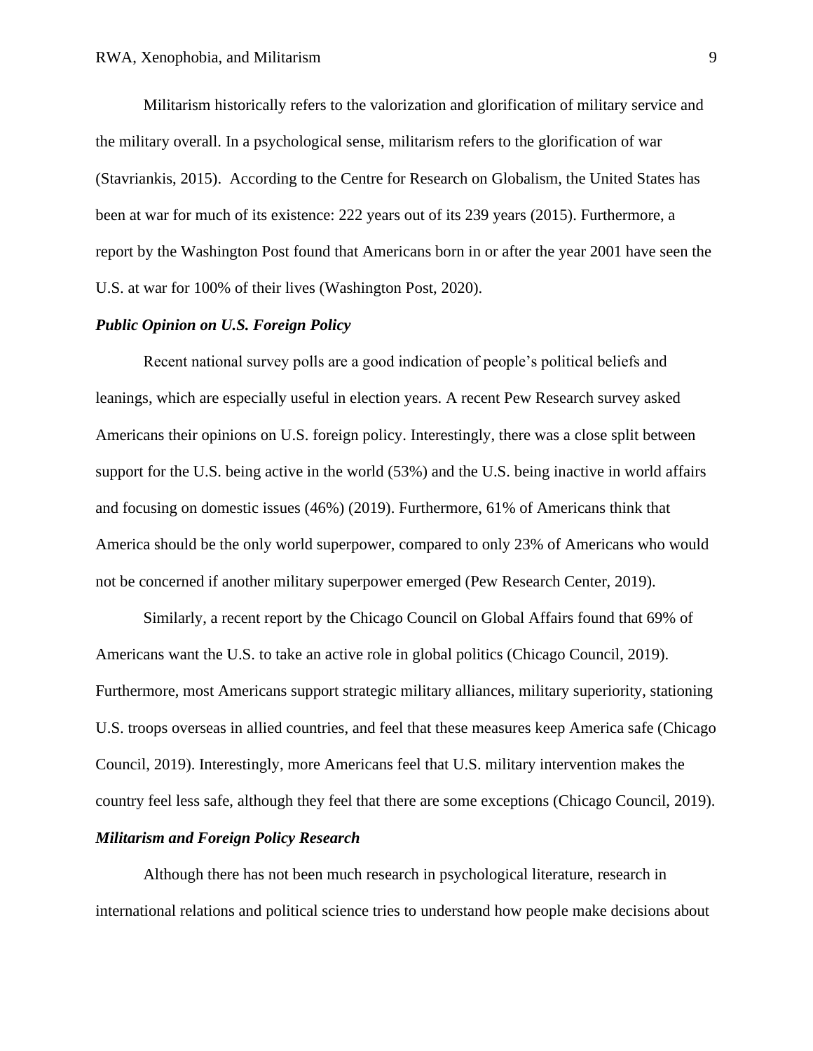Militarism historically refers to the valorization and glorification of military service and the military overall. In a psychological sense, militarism refers to the glorification of war (Stavriankis, 2015). According to the Centre for Research on Globalism, the United States has been at war for much of its existence: 222 years out of its 239 years (2015). Furthermore, a report by the Washington Post found that Americans born in or after the year 2001 have seen the U.S. at war for 100% of their lives (Washington Post, 2020).

### *Public Opinion on U.S. Foreign Policy*

Recent national survey polls are a good indication of people's political beliefs and leanings, which are especially useful in election years. A recent Pew Research survey asked Americans their opinions on U.S. foreign policy. Interestingly, there was a close split between support for the U.S. being active in the world (53%) and the U.S. being inactive in world affairs and focusing on domestic issues (46%) (2019). Furthermore, 61% of Americans think that America should be the only world superpower, compared to only 23% of Americans who would not be concerned if another military superpower emerged (Pew Research Center, 2019).

Similarly, a recent report by the Chicago Council on Global Affairs found that 69% of Americans want the U.S. to take an active role in global politics (Chicago Council, 2019). Furthermore, most Americans support strategic military alliances, military superiority, stationing U.S. troops overseas in allied countries, and feel that these measures keep America safe (Chicago Council, 2019). Interestingly, more Americans feel that U.S. military intervention makes the country feel less safe, although they feel that there are some exceptions (Chicago Council, 2019).

### *Militarism and Foreign Policy Research*

Although there has not been much research in psychological literature, research in international relations and political science tries to understand how people make decisions about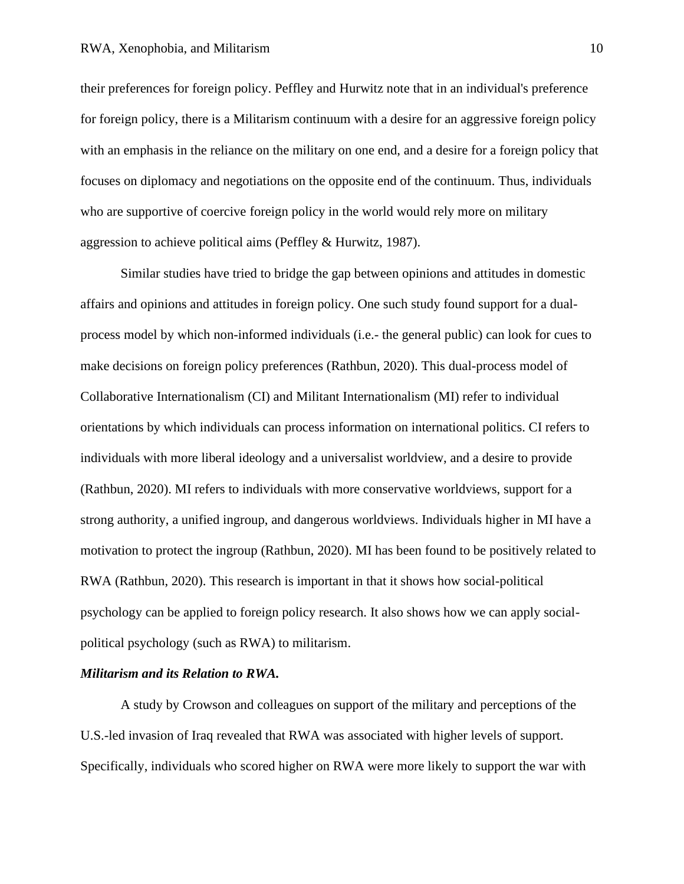their preferences for foreign policy. Peffley and Hurwitz note that in an individual's preference for foreign policy, there is a Militarism continuum with a desire for an aggressive foreign policy with an emphasis in the reliance on the military on one end, and a desire for a foreign policy that focuses on diplomacy and negotiations on the opposite end of the continuum. Thus, individuals who are supportive of coercive foreign policy in the world would rely more on military aggression to achieve political aims (Peffley & Hurwitz, 1987).

Similar studies have tried to bridge the gap between opinions and attitudes in domestic affairs and opinions and attitudes in foreign policy. One such study found support for a dual-process model by which non-informed individuals (i.e.- the general public) can look for cues to make decisions on foreign policy preferences (Rathbun, 2020). This dual-process model of Collaborative Internationalism (CI) and Militant Internationalism (MI) refer to individual orientations by which individuals can process information on international politics. CI refers to individuals with more liberal ideology and a universalist worldview, and a desire to provide (Rathbun, 2020). MI refers to individuals with more conservative worldviews, support for a strong authority, a unified ingroup, and dangerous worldviews. Individuals higher in MI have a motivation to protect the ingroup (Rathbun, 2020). MI has been found to be positively related to RWA (Rathbun, 2020). This research is important in that it shows how social-political psychology can be applied to foreign policy research. It also shows how we can apply social-political psychology (such as RWA) to militarism.

***Militarism and its Relation to RWA.***

A study by Crowson and colleagues on support of the military and perceptions of the U.S.-led invasion of Iraq revealed that RWA was associated with higher levels of support. Specifically, individuals who scored higher on RWA were more likely to support the war with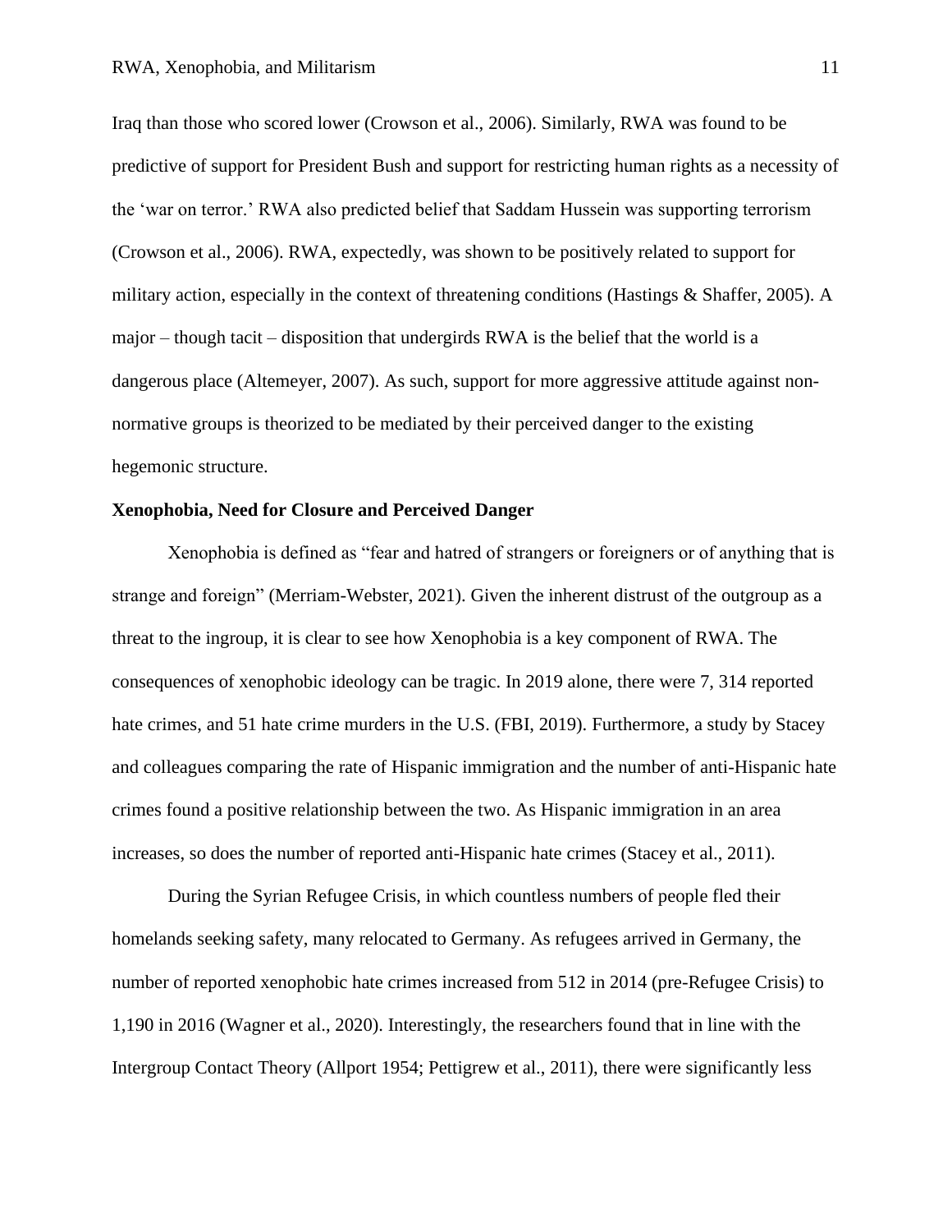Iraq than those who scored lower (Crowson et al., 2006). Similarly, RWA was found to be predictive of support for President Bush and support for restricting human rights as a necessity of the 'war on terror.' RWA also predicted belief that Saddam Hussein was supporting terrorism (Crowson et al., 2006). RWA, expectedly, was shown to be positively related to support for military action, especially in the context of threatening conditions (Hastings & Shaffer, 2005). A major – though tacit – disposition that undergirds RWA is the belief that the world is a dangerous place (Altemeyer, 2007). As such, support for more aggressive attitude against non-normative groups is theorized to be mediated by their perceived danger to the existing hegemonic structure.

**Xenophobia, Need for Closure and Perceived Danger**

Xenophobia is defined as "fear and hatred of strangers or foreigners or of anything that is strange and foreign" (Merriam-Webster, 2021). Given the inherent distrust of the outgroup as a threat to the ingroup, it is clear to see how Xenophobia is a key component of RWA. The consequences of xenophobic ideology can be tragic. In 2019 alone, there were 7, 314 reported hate crimes, and 51 hate crime murders in the U.S. (FBI, 2019). Furthermore, a study by Stacey and colleagues comparing the rate of Hispanic immigration and the number of anti-Hispanic hate crimes found a positive relationship between the two. As Hispanic immigration in an area increases, so does the number of reported anti-Hispanic hate crimes (Stacey et al., 2011).

During the Syrian Refugee Crisis, in which countless numbers of people fled their homelands seeking safety, many relocated to Germany. As refugees arrived in Germany, the number of reported xenophobic hate crimes increased from 512 in 2014 (pre-Refugee Crisis) to 1,190 in 2016 (Wagner et al., 2020). Interestingly, the researchers found that in line with the Intergroup Contact Theory (Allport 1954; Pettigrew et al., 2011), there were significantly less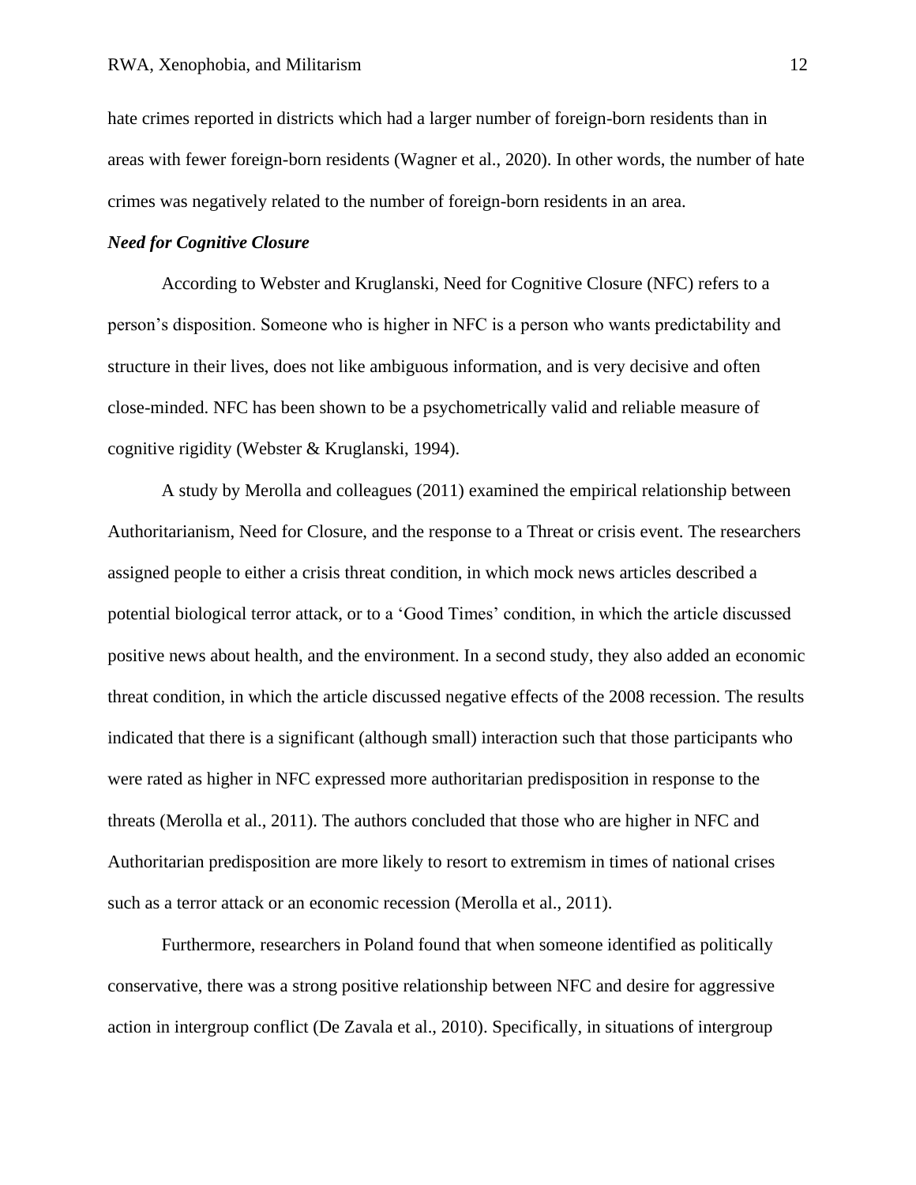hate crimes reported in districts which had a larger number of foreign-born residents than in areas with fewer foreign-born residents (Wagner et al., 2020). In other words, the number of hate crimes was negatively related to the number of foreign-born residents in an area.

### *Need for Cognitive Closure*

According to Webster and Kruglanski, Need for Cognitive Closure (NFC) refers to a person's disposition. Someone who is higher in NFC is a person who wants predictability and structure in their lives, does not like ambiguous information, and is very decisive and often close-minded. NFC has been shown to be a psychometrically valid and reliable measure of cognitive rigidity (Webster & Kruglanski, 1994).

A study by Merolla and colleagues (2011) examined the empirical relationship between Authoritarianism, Need for Closure, and the response to a Threat or crisis event. The researchers assigned people to either a crisis threat condition, in which mock news articles described a potential biological terror attack, or to a 'Good Times' condition, in which the article discussed positive news about health, and the environment. In a second study, they also added an economic threat condition, in which the article discussed negative effects of the 2008 recession. The results indicated that there is a significant (although small) interaction such that those participants who were rated as higher in NFC expressed more authoritarian predisposition in response to the threats (Merolla et al., 2011). The authors concluded that those who are higher in NFC and Authoritarian predisposition are more likely to resort to extremism in times of national crises such as a terror attack or an economic recession (Merolla et al., 2011).

Furthermore, researchers in Poland found that when someone identified as politically conservative, there was a strong positive relationship between NFC and desire for aggressive action in intergroup conflict (De Zavala et al., 2010). Specifically, in situations of intergroup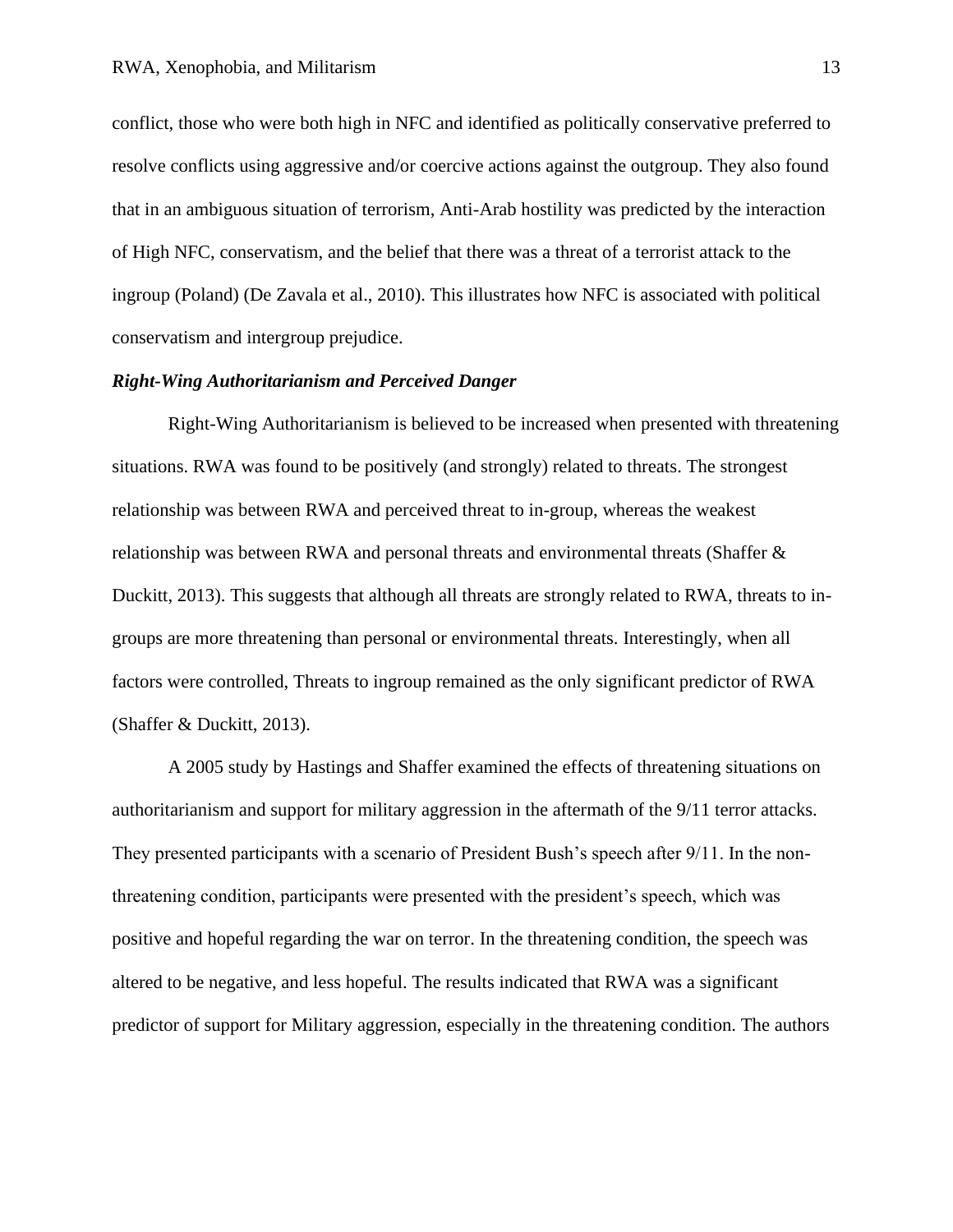conflict, those who were both high in NFC and identified as politically conservative preferred to resolve conflicts using aggressive and/or coercive actions against the outgroup. They also found that in an ambiguous situation of terrorism, Anti-Arab hostility was predicted by the interaction of High NFC, conservatism, and the belief that there was a threat of a terrorist attack to the ingroup (Poland) (De Zavala et al., 2010). This illustrates how NFC is associated with political conservatism and intergroup prejudice.

***Right-Wing Authoritarianism and Perceived Danger***

Right-Wing Authoritarianism is believed to be increased when presented with threatening situations. RWA was found to be positively (and strongly) related to threats. The strongest relationship was between RWA and perceived threat to in-group, whereas the weakest relationship was between RWA and personal threats and environmental threats (Shaffer & Duckitt, 2013). This suggests that although all threats are strongly related to RWA, threats to in-groups are more threatening than personal or environmental threats. Interestingly, when all factors were controlled, Threats to ingroup remained as the only significant predictor of RWA (Shaffer & Duckitt, 2013).

A 2005 study by Hastings and Shaffer examined the effects of threatening situations on authoritarianism and support for military aggression in the aftermath of the 9/11 terror attacks. They presented participants with a scenario of President Bush's speech after 9/11. In the non-threatening condition, participants were presented with the president's speech, which was positive and hopeful regarding the war on terror. In the threatening condition, the speech was altered to be negative, and less hopeful. The results indicated that RWA was a significant predictor of support for Military aggression, especially in the threatening condition. The authors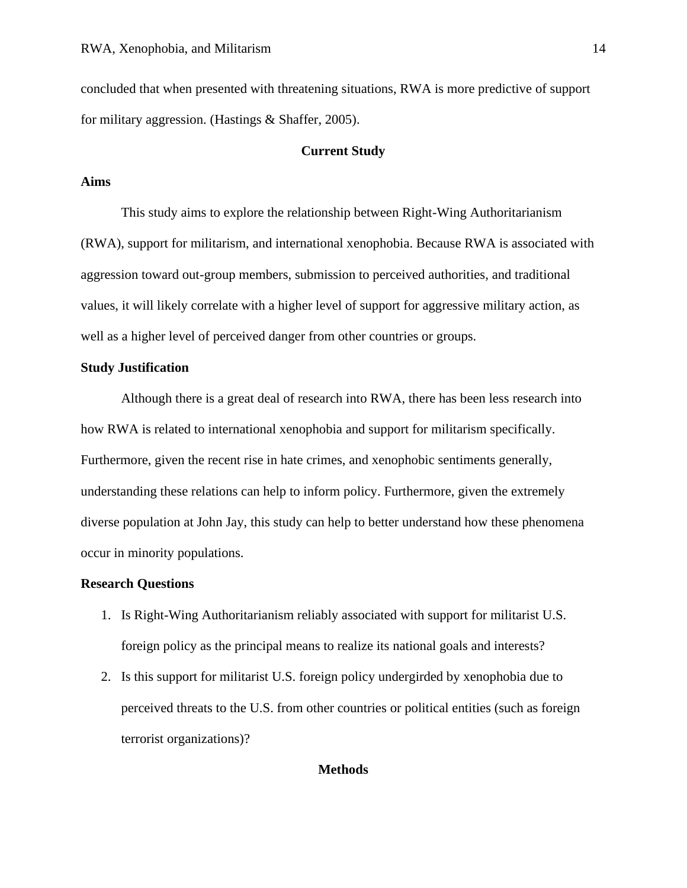concluded that when presented with threatening situations, RWA is more predictive of support for military aggression. (Hastings & Shaffer, 2005).

## Current Study

### Aims

This study aims to explore the relationship between Right-Wing Authoritarianism (RWA), support for militarism, and international xenophobia. Because RWA is associated with aggression toward out-group members, submission to perceived authorities, and traditional values, it will likely correlate with a higher level of support for aggressive military action, as well as a higher level of perceived danger from other countries or groups.

### Study Justification

Although there is a great deal of research into RWA, there has been less research into how RWA is related to international xenophobia and support for militarism specifically. Furthermore, given the recent rise in hate crimes, and xenophobic sentiments generally, understanding these relations can help to inform policy. Furthermore, given the extremely diverse population at John Jay, this study can help to better understand how these phenomena occur in minority populations.

### Research Questions

1. Is Right-Wing Authoritarianism reliably associated with support for militarist U.S. foreign policy as the principal means to realize its national goals and interests?
2. Is this support for militarist U.S. foreign policy undergirded by xenophobia due to perceived threats to the U.S. from other countries or political entities (such as foreign terrorist organizations)?

## Methods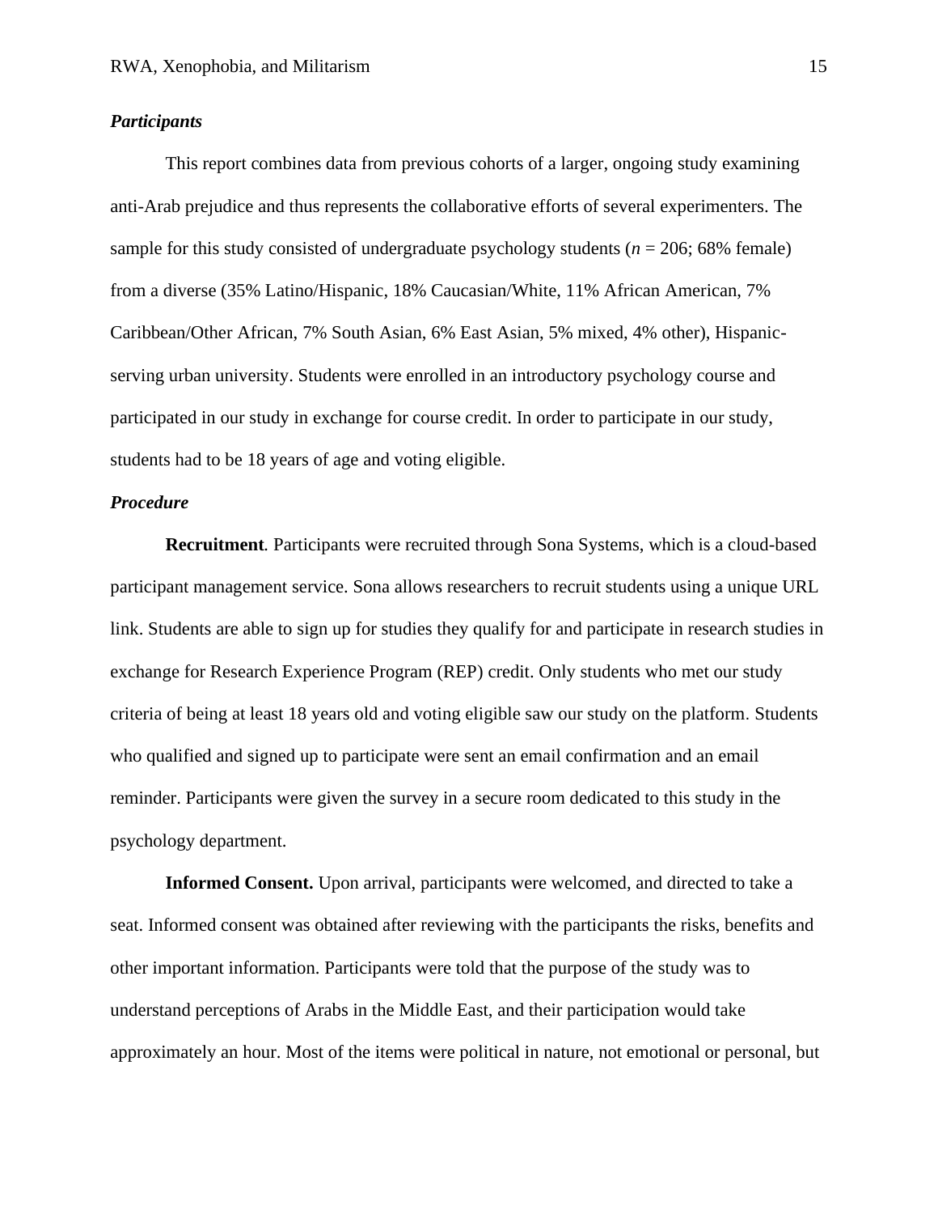### *Participants*

This report combines data from previous cohorts of a larger, ongoing study examining anti-Arab prejudice and thus represents the collaborative efforts of several experimenters. The sample for this study consisted of undergraduate psychology students ($n$ = 206; 68% female) from a diverse (35% Latino/Hispanic, 18% Caucasian/White, 11% African American, 7% Caribbean/Other African, 7% South Asian, 6% East Asian, 5% mixed, 4% other), Hispanic-serving urban university. Students were enrolled in an introductory psychology course and participated in our study in exchange for course credit. In order to participate in our study, students had to be 18 years of age and voting eligible.

### *Procedure*

**Recruitment***.* Participants were recruited through Sona Systems, which is a cloud-based participant management service. Sona allows researchers to recruit students using a unique URL link. Students are able to sign up for studies they qualify for and participate in research studies in exchange for Research Experience Program (REP) credit. Only students who met our study criteria of being at least 18 years old and voting eligible saw our study on the platform. Students who qualified and signed up to participate were sent an email confirmation and an email reminder. Participants were given the survey in a secure room dedicated to this study in the psychology department.

**Informed Consent.** Upon arrival, participants were welcomed, and directed to take a seat. Informed consent was obtained after reviewing with the participants the risks, benefits and other important information. Participants were told that the purpose of the study was to understand perceptions of Arabs in the Middle East, and their participation would take approximately an hour. Most of the items were political in nature, not emotional or personal, but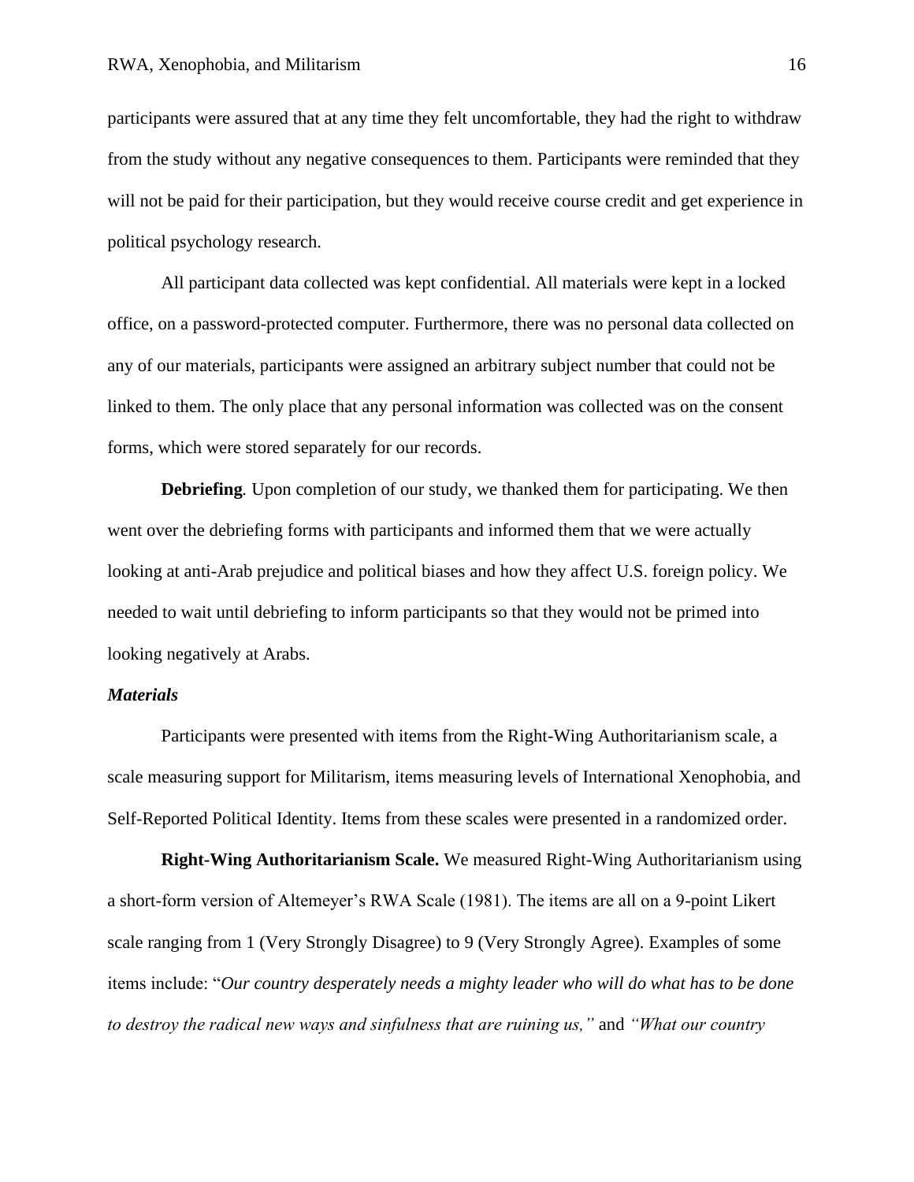participants were assured that at any time they felt uncomfortable, they had the right to withdraw from the study without any negative consequences to them. Participants were reminded that they will not be paid for their participation, but they would receive course credit and get experience in political psychology research.

All participant data collected was kept confidential. All materials were kept in a locked office, on a password-protected computer. Furthermore, there was no personal data collected on any of our materials, participants were assigned an arbitrary subject number that could not be linked to them. The only place that any personal information was collected was on the consent forms, which were stored separately for our records.

**Debriefing***.* Upon completion of our study, we thanked them for participating. We then went over the debriefing forms with participants and informed them that we were actually looking at anti-Arab prejudice and political biases and how they affect U.S. foreign policy. We needed to wait until debriefing to inform participants so that they would not be primed into looking negatively at Arabs.

### *Materials*

Participants were presented with items from the Right-Wing Authoritarianism scale, a scale measuring support for Militarism, items measuring levels of International Xenophobia, and Self-Reported Political Identity. Items from these scales were presented in a randomized order.

**Right-Wing Authoritarianism Scale.** We measured Right-Wing Authoritarianism using a short-form version of Altemeyer's RWA Scale (1981). The items are all on a 9-point Likert scale ranging from 1 (Very Strongly Disagree) to 9 (Very Strongly Agree). Examples of some items include: "*Our country desperately needs a mighty leader who will do what has to be done to destroy the radical new ways and sinfulness that are ruining us,"* and *"What our country*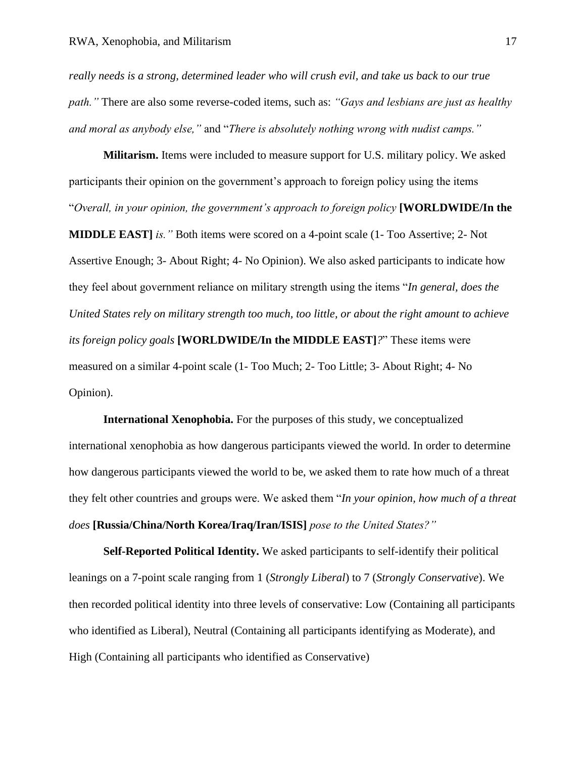*really needs is a strong, determined leader who will crush evil, and take us back to our true path."* There are also some reverse-coded items, such as: *"Gays and lesbians are just as healthy and moral as anybody else,"* and "*There is absolutely nothing wrong with nudist camps."*

**Militarism.** Items were included to measure support for U.S. military policy. We asked participants their opinion on the government's approach to foreign policy using the items "*Overall, in your opinion, the government's approach to foreign policy* **[WORLDWIDE/In the MIDDLE EAST]** *is."* Both items were scored on a 4-point scale (1- Too Assertive; 2- Not Assertive Enough; 3- About Right; 4- No Opinion). We also asked participants to indicate how they feel about government reliance on military strength using the items "*In general, does the United States rely on military strength too much, too little, or about the right amount to achieve its foreign policy goals* **[WORLDWIDE/In the MIDDLE EAST]***?*" These items were measured on a similar 4-point scale (1- Too Much; 2- Too Little; 3- About Right; 4- No Opinion).

**International Xenophobia.** For the purposes of this study, we conceptualized international xenophobia as how dangerous participants viewed the world. In order to determine how dangerous participants viewed the world to be, we asked them to rate how much of a threat they felt other countries and groups were. We asked them "*In your opinion, how much of a threat does* **[Russia/China/North Korea/Iraq/Iran/ISIS]** *pose to the United States?"*

**Self-Reported Political Identity.** We asked participants to self-identify their political leanings on a 7-point scale ranging from 1 (*Strongly Liberal*) to 7 (*Strongly Conservative*). We then recorded political identity into three levels of conservative: Low (Containing all participants who identified as Liberal), Neutral (Containing all participants identifying as Moderate), and High (Containing all participants who identified as Conservative)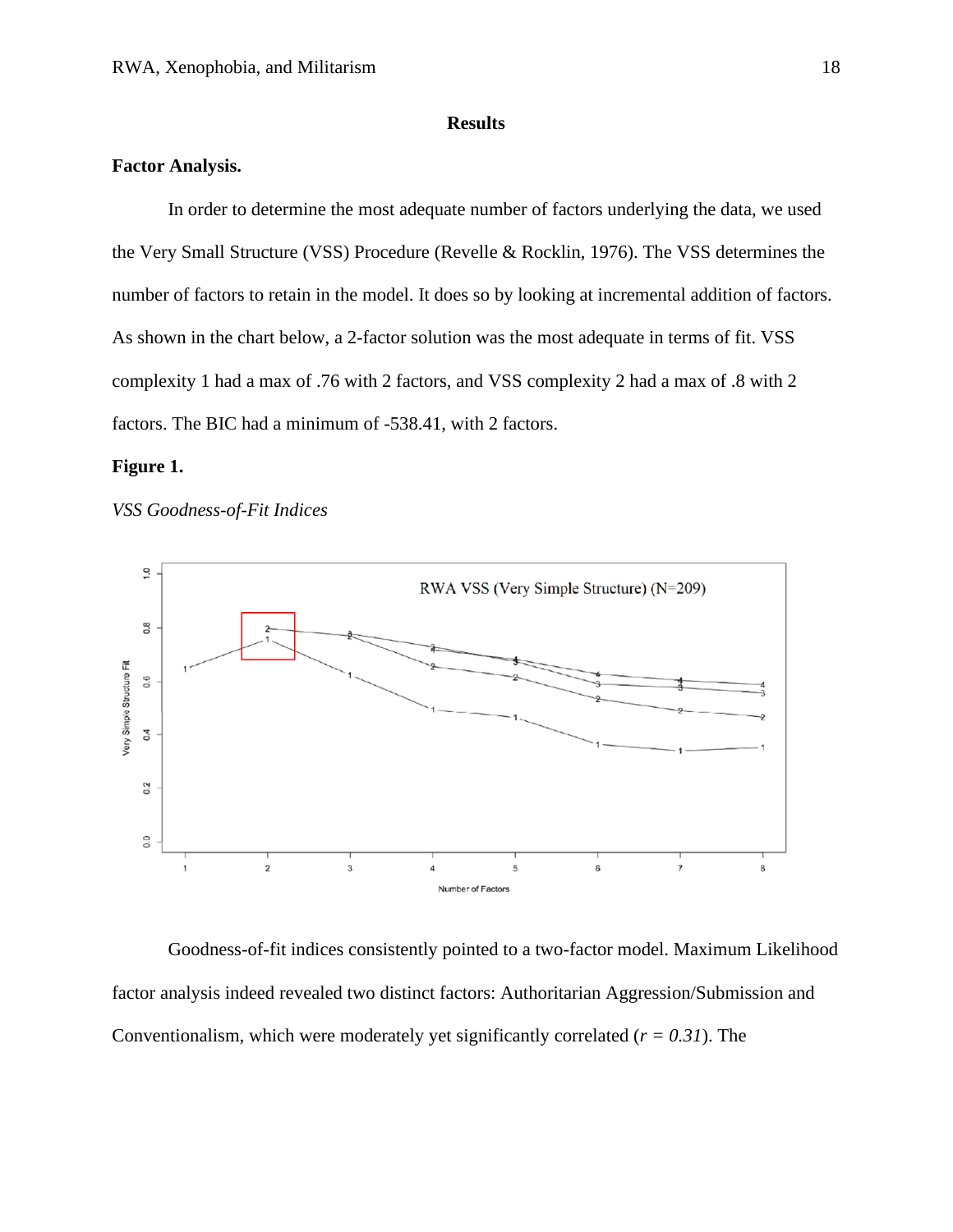# Results

**Factor Analysis.**

In order to determine the most adequate number of factors underlying the data, we used the Very Small Structure (VSS) Procedure (Revelle & Rocklin, 1976). The VSS determines the number of factors to retain in the model. It does so by looking at incremental addition of factors. As shown in the chart below, a 2-factor solution was the most adequate in terms of fit. VSS complexity 1 had a max of .76 with 2 factors, and VSS complexity 2 had a max of .8 with 2 factors. The BIC had a minimum of -538.41, with 2 factors.

**Figure 1.**

*VSS Goodness-of-Fit Indices*

Goodness-of-fit indices consistently pointed to a two-factor model. Maximum Likelihood factor analysis indeed revealed two distinct factors: Authoritarian Aggression/Submission and Conventionalism, which were moderately yet significantly correlated ($r = 0.31$). The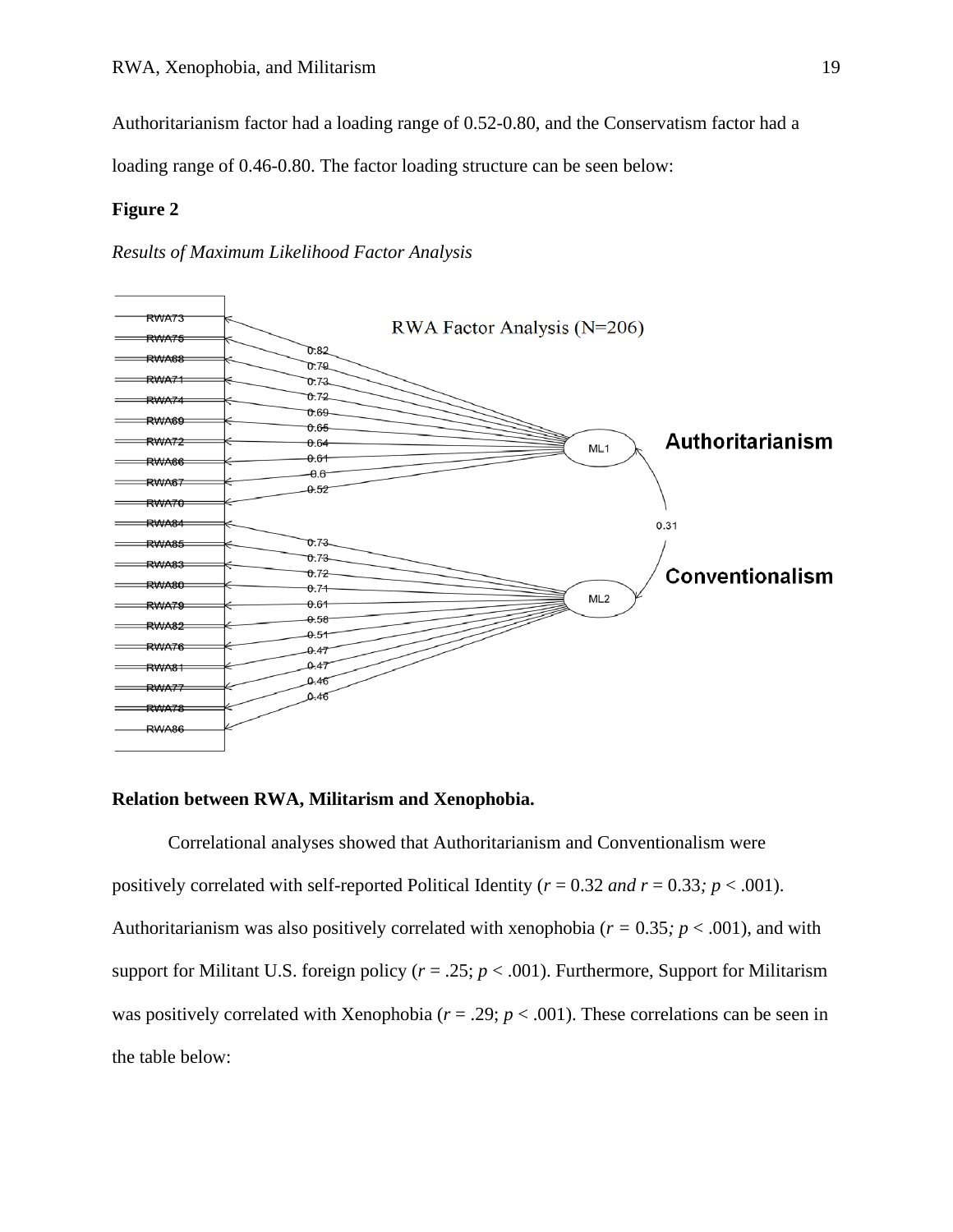Authoritarianism factor had a loading range of 0.52-0.80, and the Conservatism factor had a loading range of 0.46-0.80. The factor loading structure can be seen below:

**Figure 2**

*Results of Maximum Likelihood Factor Analysis*

### Relation between RWA, Militarism and Xenophobia.

Correlational analyses showed that Authoritarianism and Conventionalism were positively correlated with self-reported Political Identity ($r$ = 0.32 *and* $r$ = 0.33*;* $p$ < .001). Authoritarianism was also positively correlated with xenophobia ($r$ = 0.35*;* $p$ < .001), and with support for Militant U.S. foreign policy ($r$ = .25; $p$ < .001). Furthermore, Support for Militarism was positively correlated with Xenophobia ($r$ = .29; $p$ < .001). These correlations can be seen in the table below: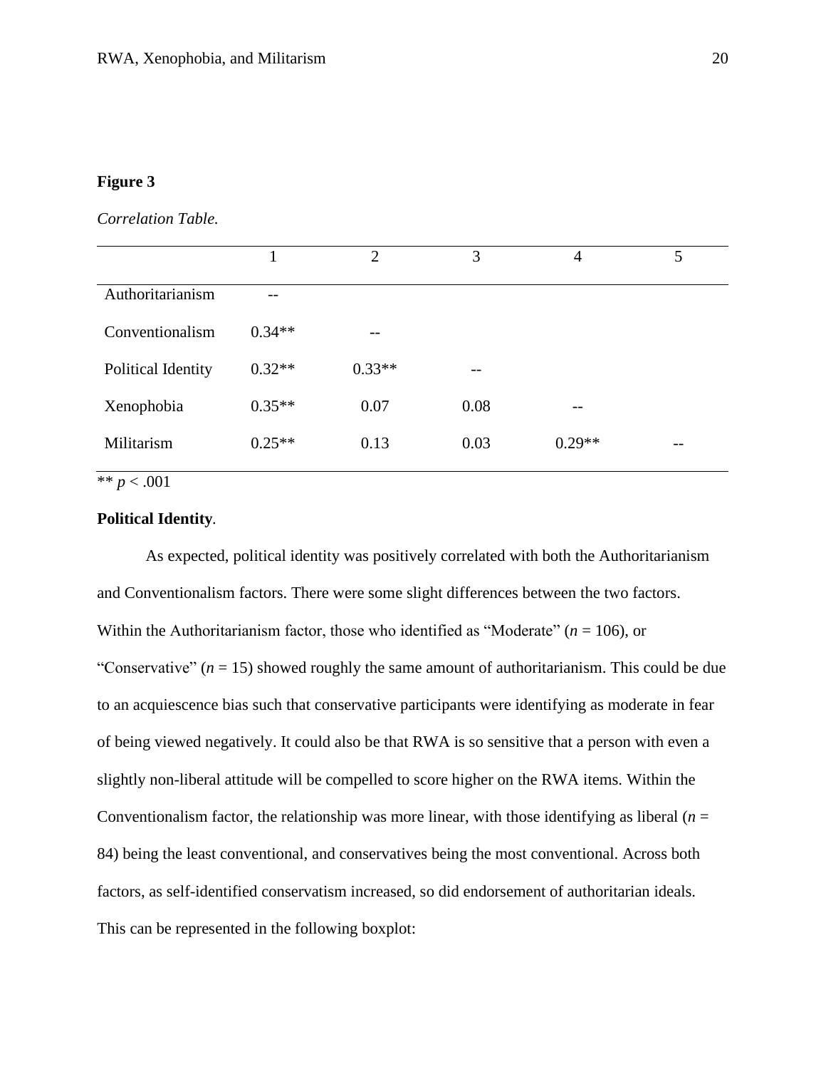**Figure 3**

*Correlation Table.*

| | 1 | 2 | 3 | 4 | 5 |
|---|---|---|---|---|---|
| Authoritarianism | -- | | | | |
| Conventionalism | 0.34** | -- | | | |
| Political Identity | 0.32** | 0.33** | -- | | |
| Xenophobia | 0.35** | 0.07 | 0.08 | -- | |
| Militarism | 0.25** | 0.13 | 0.03 | 0.29** | -- |

** $p < .001$

**Political Identity**.

As expected, political identity was positively correlated with both the Authoritarianism and Conventionalism factors. There were some slight differences between the two factors. Within the Authoritarianism factor, those who identified as "Moderate" ($n = 106$), or "Conservative" ($n = 15$) showed roughly the same amount of authoritarianism. This could be due to an acquiescence bias such that conservative participants were identifying as moderate in fear of being viewed negatively. It could also be that RWA is so sensitive that a person with even a slightly non-liberal attitude will be compelled to score higher on the RWA items. Within the Conventionalism factor, the relationship was more linear, with those identifying as liberal ($n = 84$) being the least conventional, and conservatives being the most conventional. Across both factors, as self-identified conservatism increased, so did endorsement of authoritarian ideals. This can be represented in the following boxplot: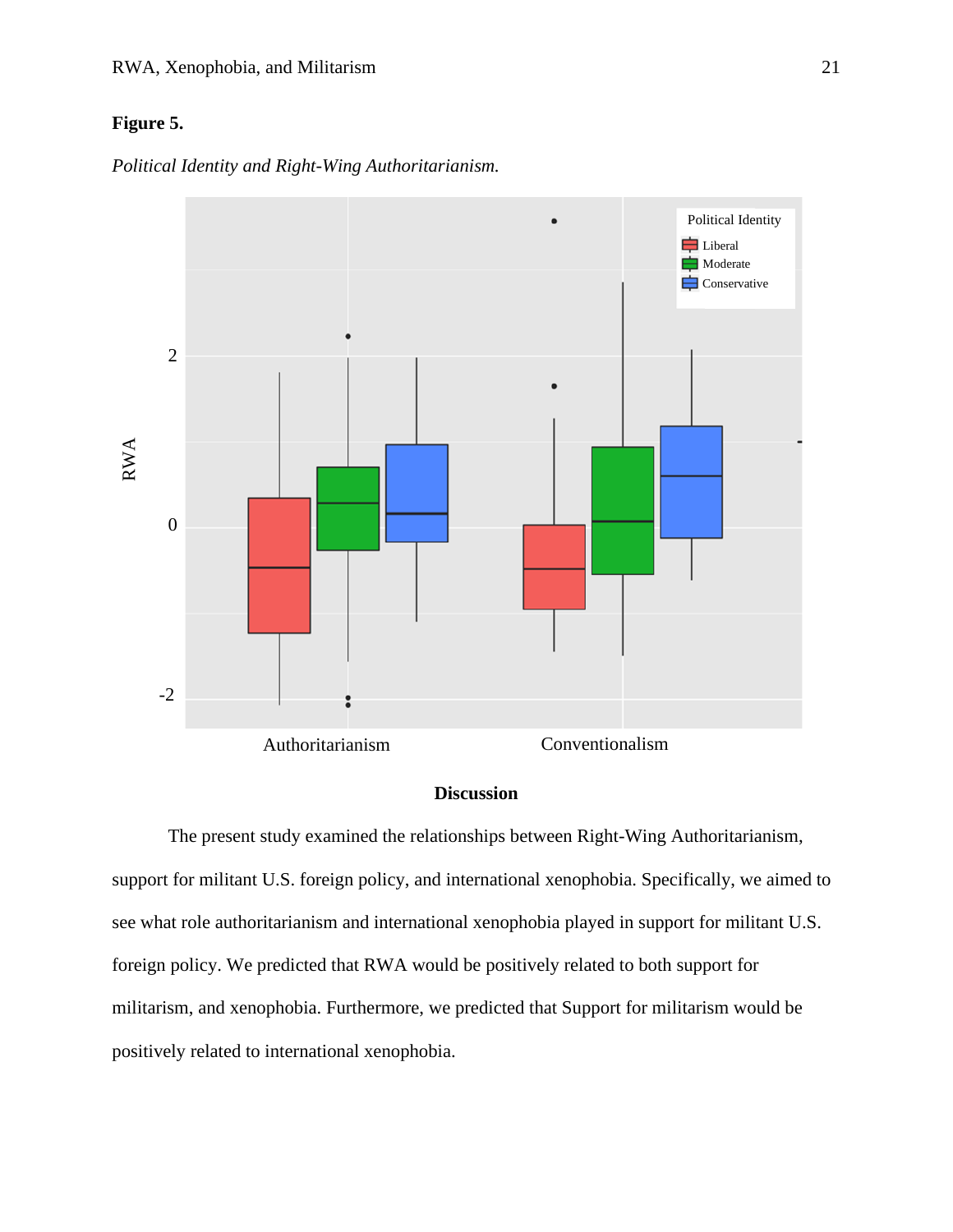**Figure 5.**

*Political Identity and Right-Wing Authoritarianism.*

## Discussion

The present study examined the relationships between Right-Wing Authoritarianism, support for militant U.S. foreign policy, and international xenophobia. Specifically, we aimed to see what role authoritarianism and international xenophobia played in support for militant U.S. foreign policy. We predicted that RWA would be positively related to both support for militarism, and xenophobia. Furthermore, we predicted that Support for militarism would be positively related to international xenophobia.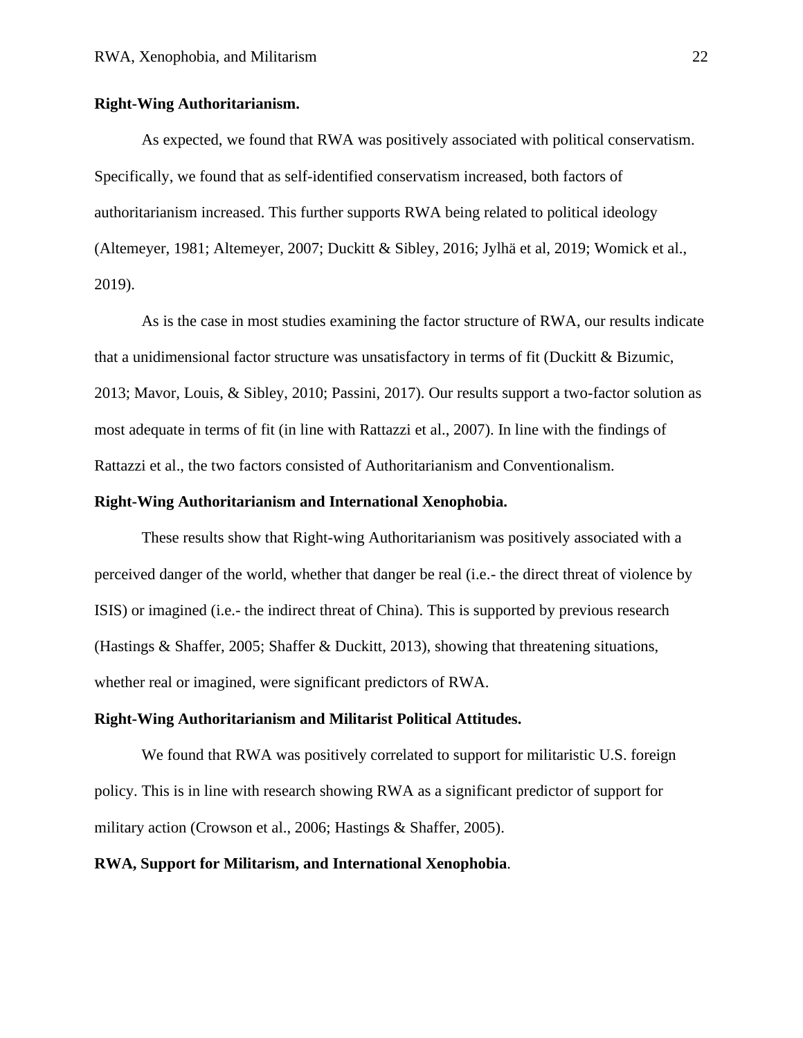**Right-Wing Authoritarianism.**

As expected, we found that RWA was positively associated with political conservatism. Specifically, we found that as self-identified conservatism increased, both factors of authoritarianism increased. This further supports RWA being related to political ideology (Altemeyer, 1981; Altemeyer, 2007; Duckitt & Sibley, 2016; Jylhä et al, 2019; Womick et al., 2019).

As is the case in most studies examining the factor structure of RWA, our results indicate that a unidimensional factor structure was unsatisfactory in terms of fit (Duckitt & Bizumic, 2013; Mavor, Louis, & Sibley, 2010; Passini, 2017). Our results support a two-factor solution as most adequate in terms of fit (in line with Rattazzi et al., 2007). In line with the findings of Rattazzi et al., the two factors consisted of Authoritarianism and Conventionalism.

**Right-Wing Authoritarianism and International Xenophobia.**

These results show that Right-wing Authoritarianism was positively associated with a perceived danger of the world, whether that danger be real (i.e.- the direct threat of violence by ISIS) or imagined (i.e.- the indirect threat of China). This is supported by previous research (Hastings & Shaffer, 2005; Shaffer & Duckitt, 2013), showing that threatening situations, whether real or imagined, were significant predictors of RWA.

**Right-Wing Authoritarianism and Militarist Political Attitudes.**

We found that RWA was positively correlated to support for militaristic U.S. foreign policy. This is in line with research showing RWA as a significant predictor of support for military action (Crowson et al., 2006; Hastings & Shaffer, 2005).

**RWA, Support for Militarism, and International Xenophobia**.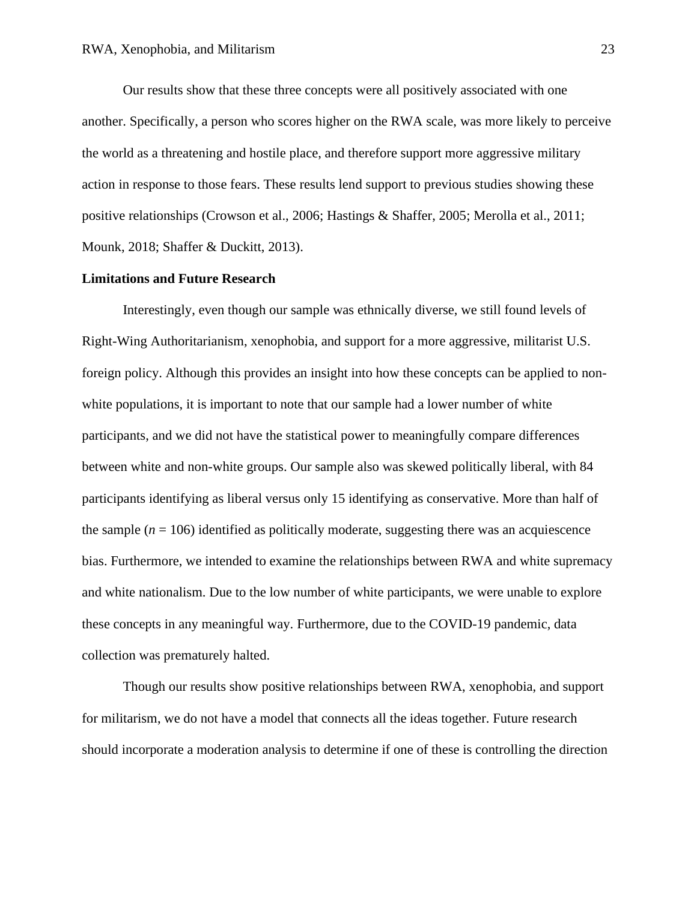Our results show that these three concepts were all positively associated with one another. Specifically, a person who scores higher on the RWA scale, was more likely to perceive the world as a threatening and hostile place, and therefore support more aggressive military action in response to those fears. These results lend support to previous studies showing these positive relationships (Crowson et al., 2006; Hastings & Shaffer, 2005; Merolla et al., 2011; Mounk, 2018; Shaffer & Duckitt, 2013).

**Limitations and Future Research**

Interestingly, even though our sample was ethnically diverse, we still found levels of Right-Wing Authoritarianism, xenophobia, and support for a more aggressive, militarist U.S. foreign policy. Although this provides an insight into how these concepts can be applied to non-white populations, it is important to note that our sample had a lower number of white participants, and we did not have the statistical power to meaningfully compare differences between white and non-white groups. Our sample also was skewed politically liberal, with 84 participants identifying as liberal versus only 15 identifying as conservative. More than half of the sample ($n$ = 106) identified as politically moderate, suggesting there was an acquiescence bias. Furthermore, we intended to examine the relationships between RWA and white supremacy and white nationalism. Due to the low number of white participants, we were unable to explore these concepts in any meaningful way. Furthermore, due to the COVID-19 pandemic, data collection was prematurely halted.

Though our results show positive relationships between RWA, xenophobia, and support for militarism, we do not have a model that connects all the ideas together. Future research should incorporate a moderation analysis to determine if one of these is controlling the direction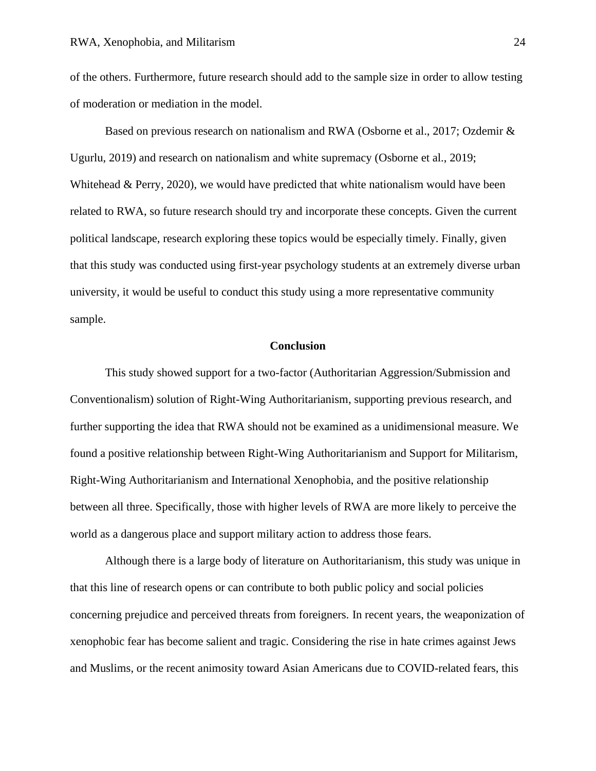of the others. Furthermore, future research should add to the sample size in order to allow testing of moderation or mediation in the model.

Based on previous research on nationalism and RWA (Osborne et al., 2017; Ozdemir & Ugurlu, 2019) and research on nationalism and white supremacy (Osborne et al., 2019; Whitehead & Perry, 2020), we would have predicted that white nationalism would have been related to RWA, so future research should try and incorporate these concepts. Given the current political landscape, research exploring these topics would be especially timely. Finally, given that this study was conducted using first-year psychology students at an extremely diverse urban university, it would be useful to conduct this study using a more representative community sample.

## Conclusion

This study showed support for a two-factor (Authoritarian Aggression/Submission and Conventionalism) solution of Right-Wing Authoritarianism, supporting previous research, and further supporting the idea that RWA should not be examined as a unidimensional measure. We found a positive relationship between Right-Wing Authoritarianism and Support for Militarism, Right-Wing Authoritarianism and International Xenophobia, and the positive relationship between all three. Specifically, those with higher levels of RWA are more likely to perceive the world as a dangerous place and support military action to address those fears.

Although there is a large body of literature on Authoritarianism, this study was unique in that this line of research opens or can contribute to both public policy and social policies concerning prejudice and perceived threats from foreigners. In recent years, the weaponization of xenophobic fear has become salient and tragic. Considering the rise in hate crimes against Jews and Muslims, or the recent animosity toward Asian Americans due to COVID-related fears, this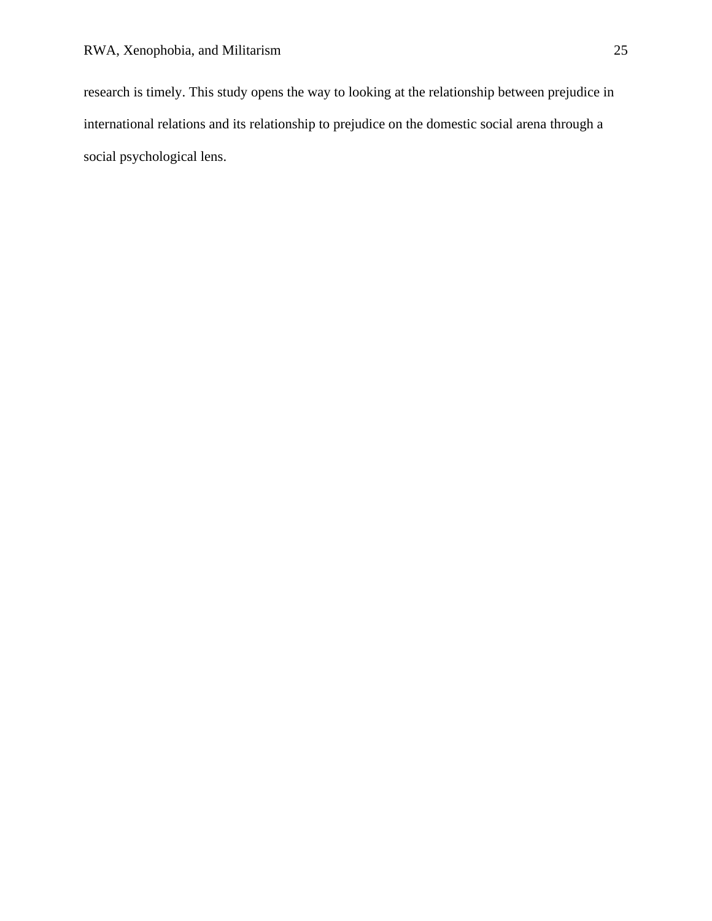research is timely. This study opens the way to looking at the relationship between prejudice in international relations and its relationship to prejudice on the domestic social arena through a social psychological lens.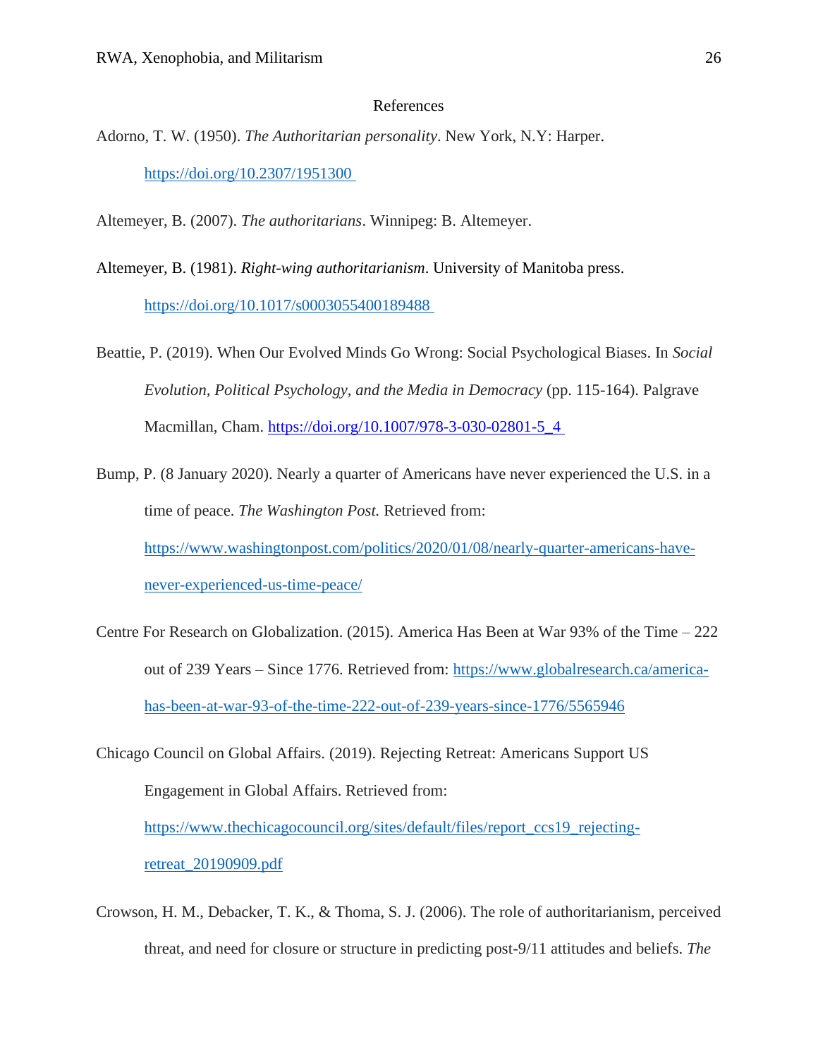# References

Adorno, T. W. (1950). *The Authoritarian personality*. New York, N.Y: Harper. https://doi.org/10.2307/1951300

Altemeyer, B. (2007). *The authoritarians*. Winnipeg: B. Altemeyer.

Altemeyer, B. (1981). *Right-wing authoritarianism*. University of Manitoba press. https://doi.org/10.1017/s0003055400189488

Beattie, P. (2019). When Our Evolved Minds Go Wrong: Social Psychological Biases. In *Social Evolution, Political Psychology, and the Media in Democracy* (pp. 115-164). Palgrave Macmillan, Cham. https://doi.org/10.1007/978-3-030-02801-5_4

Bump, P. (8 January 2020). Nearly a quarter of Americans have never experienced the U.S. in a time of peace. *The Washington Post.* Retrieved from: https://www.washingtonpost.com/politics/2020/01/08/nearly-quarter-americans-have-never-experienced-us-time-peace/

Centre For Research on Globalization. (2015). America Has Been at War 93% of the Time – 222 out of 239 Years – Since 1776. Retrieved from: https://www.globalresearch.ca/america-has-been-at-war-93-of-the-time-222-out-of-239-years-since-1776/5565946

Chicago Council on Global Affairs. (2019). Rejecting Retreat: Americans Support US Engagement in Global Affairs. Retrieved from: https://www.thechicagocouncil.org/sites/default/files/report_ccs19_rejecting-retreat_20190909.pdf

Crowson, H. M., Debacker, T. K., & Thoma, S. J. (2006). The role of authoritarianism, perceived threat, and need for closure or structure in predicting post-9/11 attitudes and beliefs. *The*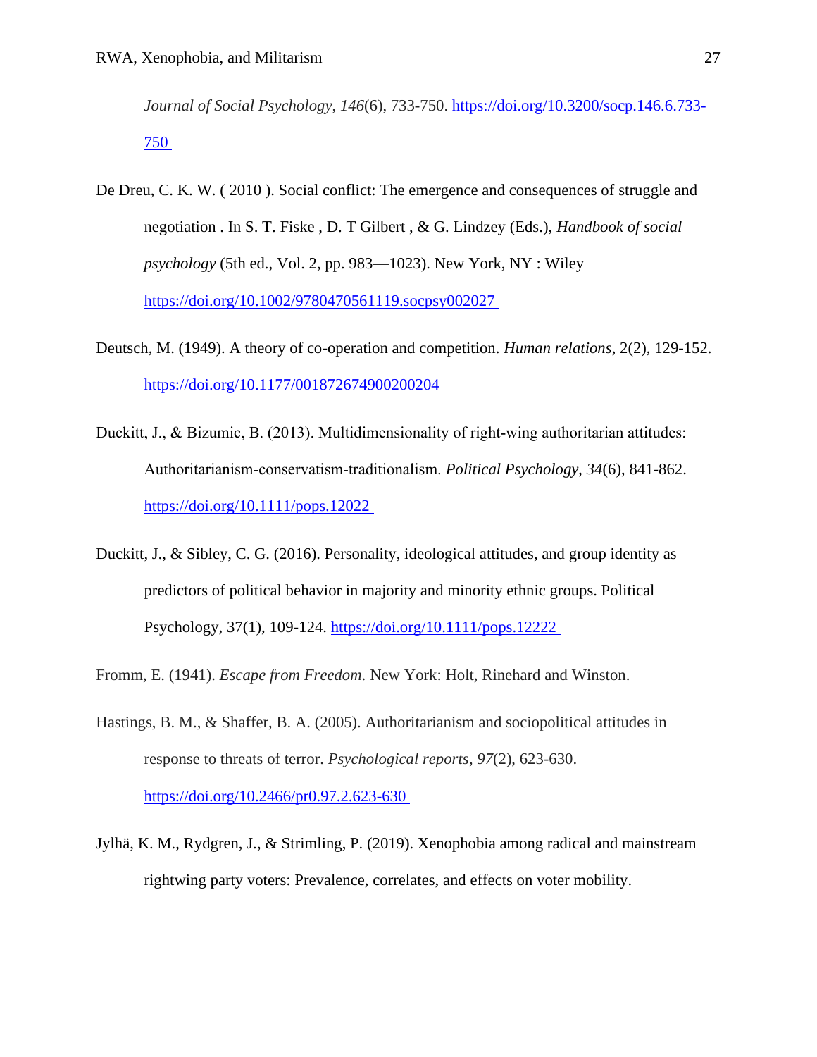*Journal of Social Psychology*, *146*(6), 733-750. https://doi.org/10.3200/socp.146.6.733-750

De Dreu, C. K. W. ( 2010 ). Social conflict: The emergence and consequences of struggle and negotiation . In S. T. Fiske , D. T Gilbert , & G. Lindzey (Eds.), *Handbook of social psychology* (5th ed., Vol. 2, pp. 983—1023). New York, NY : Wiley https://doi.org/10.1002/9780470561119.socpsy002027

Deutsch, M. (1949). A theory of co-operation and competition. *Human relations*, 2(2), 129-152. https://doi.org/10.1177/001872674900200204

Duckitt, J., & Bizumic, B. (2013). Multidimensionality of right-wing authoritarian attitudes: Authoritarianism-conservatism-traditionalism. *Political Psychology*, *34*(6), 841-862. https://doi.org/10.1111/pops.12022

Duckitt, J., & Sibley, C. G. (2016). Personality, ideological attitudes, and group identity as predictors of political behavior in majority and minority ethnic groups. Political Psychology, 37(1), 109-124. https://doi.org/10.1111/pops.12222

Fromm, E. (1941). *Escape from Freedom*. New York: Holt, Rinehard and Winston.

Hastings, B. M., & Shaffer, B. A. (2005). Authoritarianism and sociopolitical attitudes in response to threats of terror. *Psychological reports*, *97*(2), 623-630. https://doi.org/10.2466/pr0.97.2.623-630

Jylhä, K. M., Rydgren, J., & Strimling, P. (2019). Xenophobia among radical and mainstream rightwing party voters: Prevalence, correlates, and effects on voter mobility.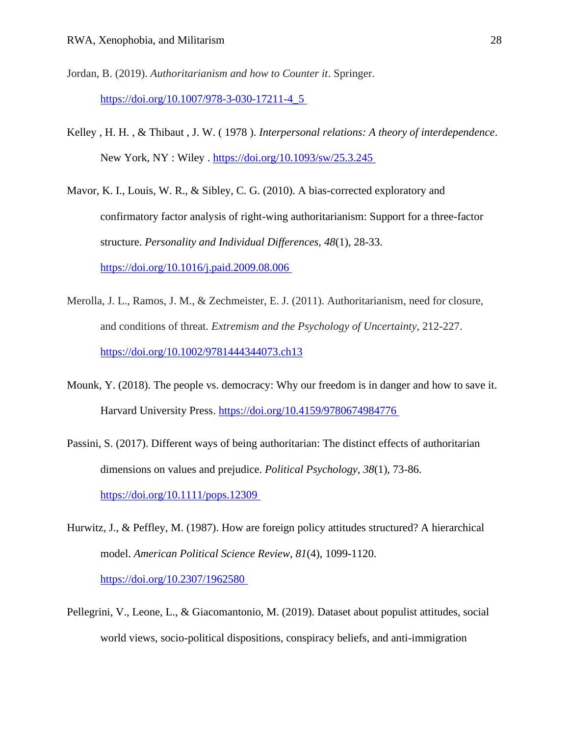Jordan, B. (2019). *Authoritarianism and how to Counter it*. Springer. https://doi.org/10.1007/978-3-030-17211-4_5

Kelley , H. H. , & Thibaut , J. W. ( 1978 ). *Interpersonal relations: A theory of interdependence*. New York, NY : Wiley . https://doi.org/10.1093/sw/25.3.245

Mavor, K. I., Louis, W. R., & Sibley, C. G. (2010). A bias-corrected exploratory and confirmatory factor analysis of right-wing authoritarianism: Support for a three-factor structure. *Personality and Individual Differences*, *48*(1), 28-33. https://doi.org/10.1016/j.paid.2009.08.006

Merolla, J. L., Ramos, J. M., & Zechmeister, E. J. (2011). Authoritarianism, need for closure, and conditions of threat. *Extremism and the Psychology of Uncertainty*, 212-227. https://doi.org/10.1002/9781444344073.ch13

Mounk, Y. (2018). The people vs. democracy: Why our freedom is in danger and how to save it. Harvard University Press. https://doi.org/10.4159/9780674984776

Passini, S. (2017). Different ways of being authoritarian: The distinct effects of authoritarian dimensions on values and prejudice. *Political Psychology*, *38*(1), 73-86. https://doi.org/10.1111/pops.12309

Hurwitz, J., & Peffley, M. (1987). How are foreign policy attitudes structured? A hierarchical model. *American Political Science Review*, *81*(4), 1099-1120. https://doi.org/10.2307/1962580

Pellegrini, V., Leone, L., & Giacomantonio, M. (2019). Dataset about populist attitudes, social world views, socio-political dispositions, conspiracy beliefs, and anti-immigration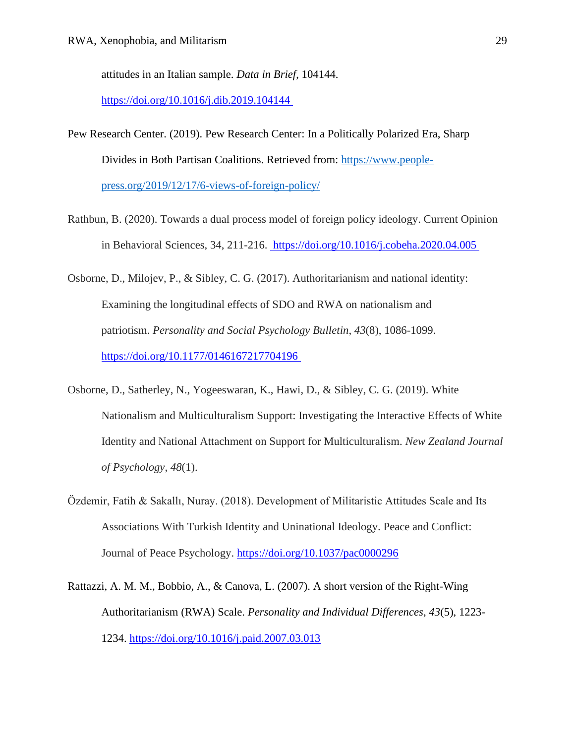attitudes in an Italian sample. *Data in Brief*, 104144. https://doi.org/10.1016/j.dib.2019.104144

Pew Research Center. (2019). Pew Research Center: In a Politically Polarized Era, Sharp Divides in Both Partisan Coalitions. Retrieved from: https://www.people-press.org/2019/12/17/6-views-of-foreign-policy/

Rathbun, B. (2020). Towards a dual process model of foreign policy ideology. Current Opinion in Behavioral Sciences, 34, 211-216. https://doi.org/10.1016/j.cobeha.2020.04.005

Osborne, D., Milojev, P., & Sibley, C. G. (2017). Authoritarianism and national identity: Examining the longitudinal effects of SDO and RWA on nationalism and patriotism. *Personality and Social Psychology Bulletin*, *43*(8), 1086-1099. https://doi.org/10.1177/0146167217704196

Osborne, D., Satherley, N., Yogeeswaran, K., Hawi, D., & Sibley, C. G. (2019). White Nationalism and Multiculturalism Support: Investigating the Interactive Effects of White Identity and National Attachment on Support for Multiculturalism. *New Zealand Journal of Psychology*, *48*(1).

Özdemir, Fatih & Sakallı, Nuray. (2018). Development of Militaristic Attitudes Scale and Its Associations With Turkish Identity and Uninational Ideology. Peace and Conflict: Journal of Peace Psychology. https://doi.org/10.1037/pac0000296

Rattazzi, A. M. M., Bobbio, A., & Canova, L. (2007). A short version of the Right-Wing Authoritarianism (RWA) Scale. *Personality and Individual Differences*, *43*(5), 1223-1234. https://doi.org/10.1016/j.paid.2007.03.013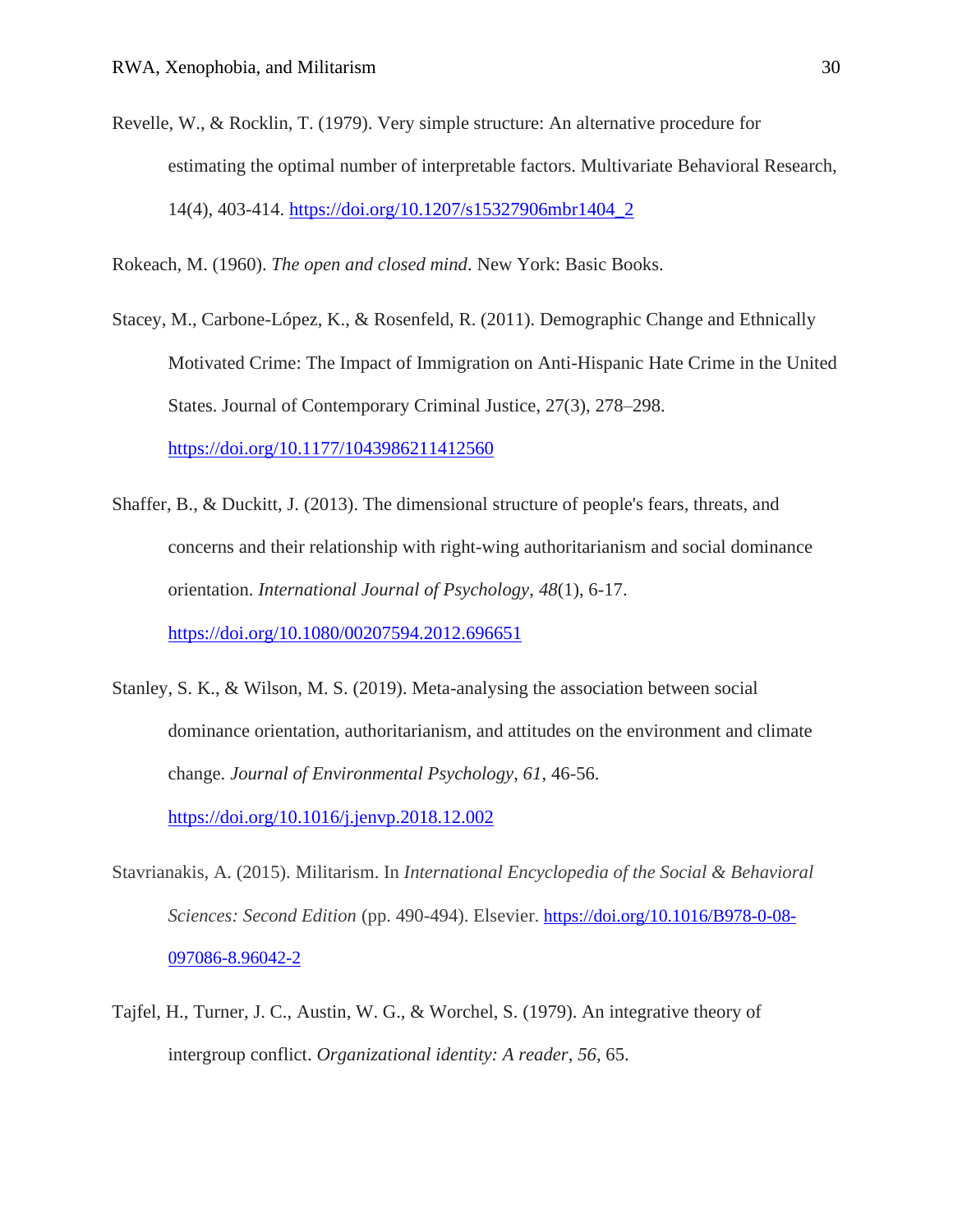Revelle, W., & Rocklin, T. (1979). Very simple structure: An alternative procedure for estimating the optimal number of interpretable factors. Multivariate Behavioral Research, 14(4), 403-414. https://doi.org/10.1207/s15327906mbr1404_2

Rokeach, M. (1960). *The open and closed mind*. New York: Basic Books.

Stacey, M., Carbone-López, K., & Rosenfeld, R. (2011). Demographic Change and Ethnically Motivated Crime: The Impact of Immigration on Anti-Hispanic Hate Crime in the United States. Journal of Contemporary Criminal Justice, 27(3), 278–298. https://doi.org/10.1177/1043986211412560

Shaffer, B., & Duckitt, J. (2013). The dimensional structure of people's fears, threats, and concerns and their relationship with right-wing authoritarianism and social dominance orientation. *International Journal of Psychology*, *48*(1), 6-17. https://doi.org/10.1080/00207594.2012.696651

Stanley, S. K., & Wilson, M. S. (2019). Meta-analysing the association between social dominance orientation, authoritarianism, and attitudes on the environment and climate change. *Journal of Environmental Psychology*, *61*, 46-56. https://doi.org/10.1016/j.jenvp.2018.12.002

Stavrianakis, A. (2015). Militarism. In *International Encyclopedia of the Social & Behavioral Sciences: Second Edition* (pp. 490-494). Elsevier. https://doi.org/10.1016/B978-0-08-097086-8.96042-2

Tajfel, H., Turner, J. C., Austin, W. G., & Worchel, S. (1979). An integrative theory of intergroup conflict. *Organizational identity: A reader*, *56*, 65.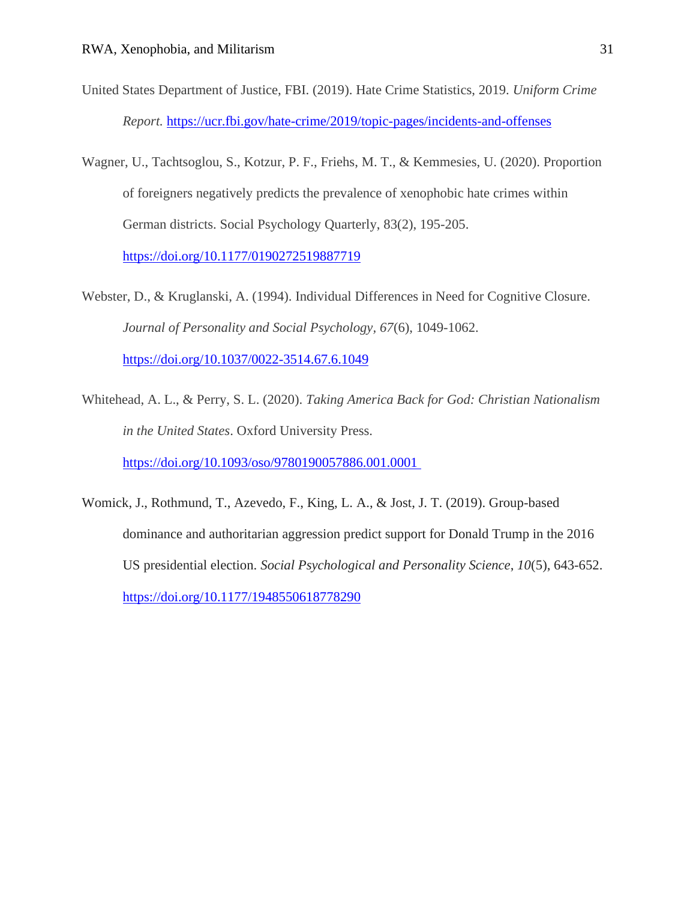United States Department of Justice, FBI. (2019). Hate Crime Statistics, 2019. *Uniform Crime Report.* https://ucr.fbi.gov/hate-crime/2019/topic-pages/incidents-and-offenses

Wagner, U., Tachtsoglou, S., Kotzur, P. F., Friehs, M. T., & Kemmesies, U. (2020). Proportion of foreigners negatively predicts the prevalence of xenophobic hate crimes within German districts. Social Psychology Quarterly, 83(2), 195-205. https://doi.org/10.1177/0190272519887719

Webster, D., & Kruglanski, A. (1994). Individual Differences in Need for Cognitive Closure. *Journal of Personality and Social Psychology*, *67*(6), 1049-1062. https://doi.org/10.1037/0022-3514.67.6.1049

Whitehead, A. L., & Perry, S. L. (2020). *Taking America Back for God: Christian Nationalism in the United States*. Oxford University Press. https://doi.org/10.1093/oso/9780190057886.001.0001

Womick, J., Rothmund, T., Azevedo, F., King, L. A., & Jost, J. T. (2019). Group-based dominance and authoritarian aggression predict support for Donald Trump in the 2016 US presidential election. *Social Psychological and Personality Science*, *10*(5), 643-652. https://doi.org/10.1177/1948550618778290